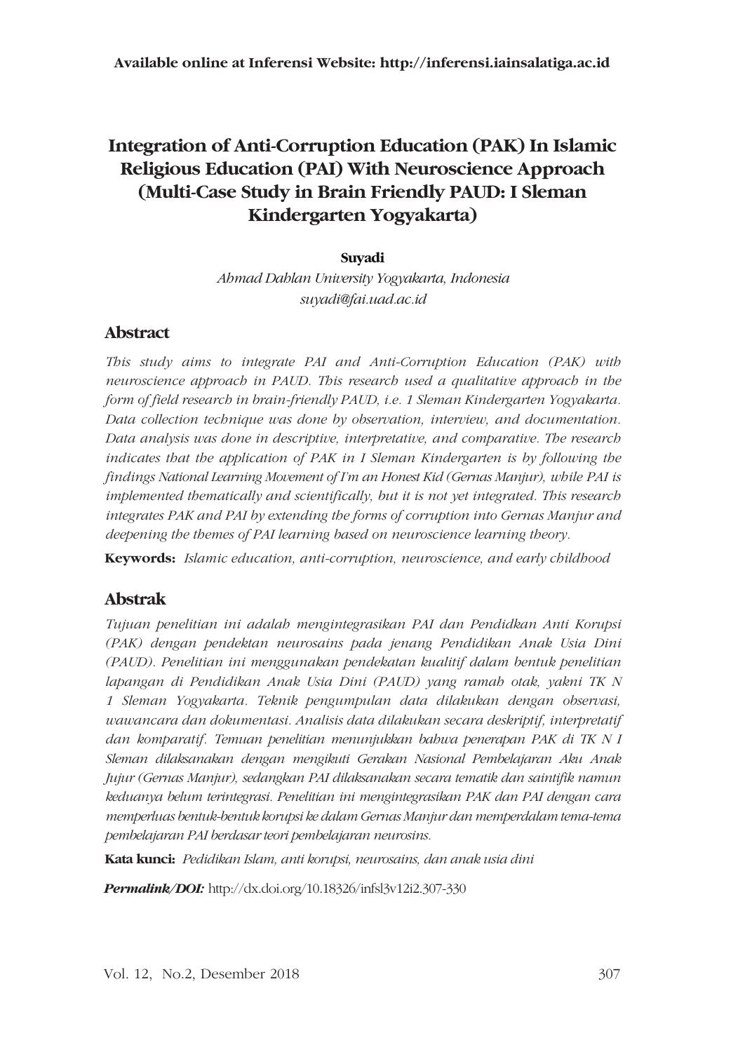Available online at Inferensi Website: http://inferensi.iainsalatiga.ac.id

# Integration of Anti-Corruption Education (PAK) In Islamic Religious Education (PAI) With Neuroscience Approach (Multi-Case Study in Brain Friendly PAUD: I Sleman Kindergarten Yogyakarta)

**Suyadi**

*Ahmad Dahlan University Yogyakarta, Indonesia*

*suyadi@fai.uad.ac.id*

## Abstract

*This study aims to integrate PAI and Anti-Corruption Education (PAK) with neuroscience approach in PAUD. This research used a qualitative approach in the form of field research in brain-friendly PAUD, i.e. 1 Sleman Kindergarten Yogyakarta. Data collection technique was done by observation, interview, and documentation. Data analysis was done in descriptive, interpretative, and comparative. The research indicates that the application of PAK in I Sleman Kindergarten is by following the findings National Learning Movement of I'm an Honest Kid (Gernas Manjur), while PAI is implemented thematically and scientifically, but it is not yet integrated. This research integrates PAK and PAI by extending the forms of corruption into Gernas Manjur and deepening the themes of PAI learning based on neuroscience learning theory.*

**Keywords:** *Islamic education, anti-corruption, neuroscience, and early childhood*

## Abstrak

*Tujuan penelitian ini adalah mengintegrasikan PAI dan Pendidkan Anti Korupsi (PAK) dengan pendektan neurosains pada jenang Pendidikan Anak Usia Dini (PAUD). Penelitian ini menggunakan pendekatan kualitif dalam bentuk penelitian lapangan di Pendidikan Anak Usia Dini (PAUD) yang ramah otak, yakni TK N 1 Sleman Yogyakarta. Teknik pengumpulan data dilakukan dengan observasi, wawancara dan dokumentasi. Analisis data dilakukan secara deskriptif, interpretatif dan komparatif. Temuan penelitian menunjukkan bahwa penerapan PAK di TK N I Sleman dilaksanakan dengan mengikuti Gerakan Nasional Pembelajaran Aku Anak Jujur (Gernas Manjur), sedangkan PAI dilaksanakan secara tematik dan saintifik namun keduanya belum terintegrasi. Penelitian ini mengintegrasikan PAK dan PAI dengan cara memperluas bentuk-bentuk korupsi ke dalam Gernas Manjur dan memperdalam tema-tema pembelajaran PAI berdasar teori pembelajaran neurosins.*

**Kata kunci:** *Pedidikan Islam, anti korupsi, neurosains, dan anak usia dini*

***Permalink/DOI:*** http://dx.doi.org/10.18326/infsl3v12i2.307-330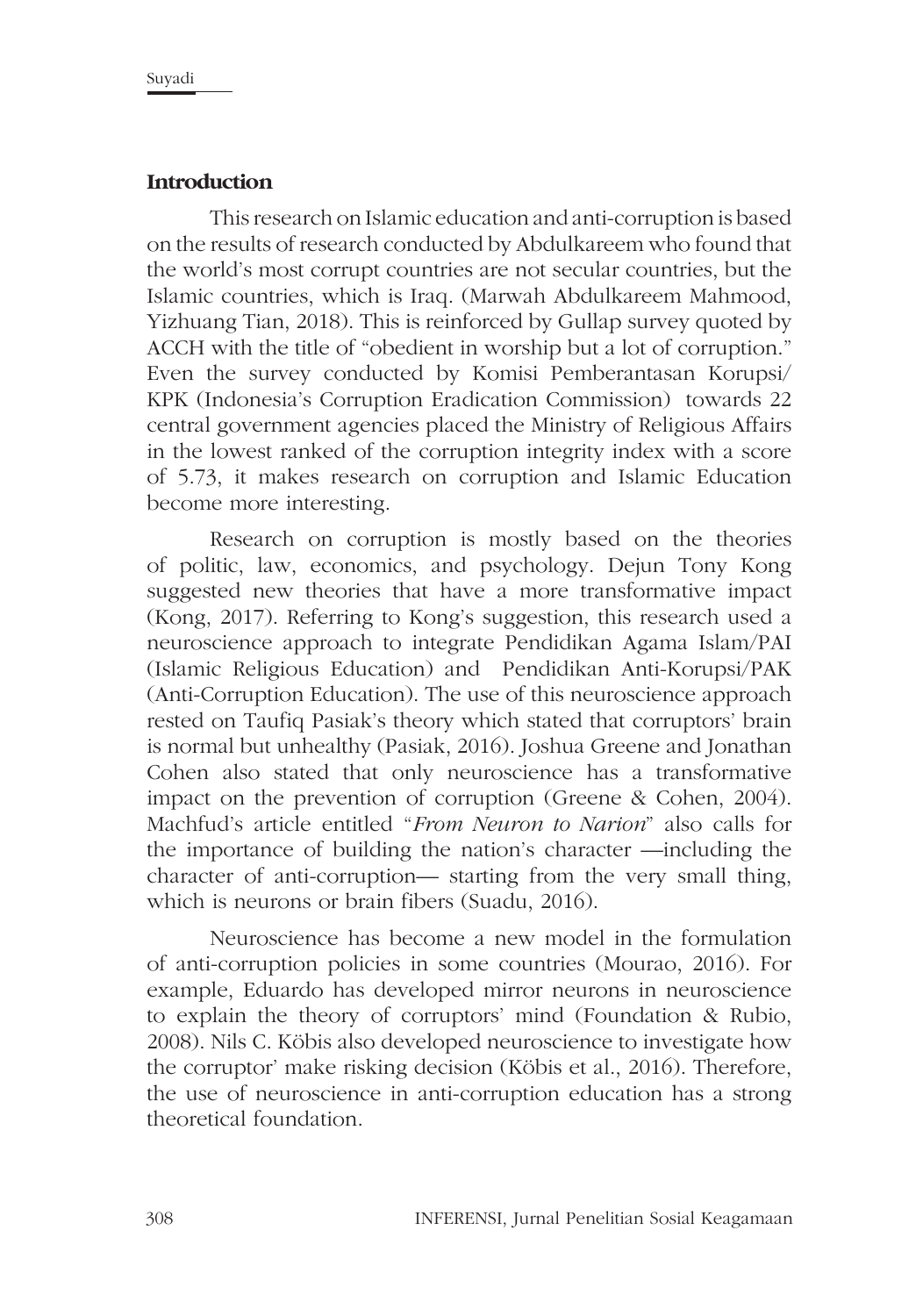## Introduction

This research on Islamic education and anti-corruption is based on the results of research conducted by Abdulkareem who found that the world's most corrupt countries are not secular countries, but the Islamic countries, which is Iraq. (Marwah Abdulkareem Mahmood, Yizhuang Tian, 2018). This is reinforced by Gullap survey quoted by ACCH with the title of "obedient in worship but a lot of corruption." Even the survey conducted by Komisi Pemberantasan Korupsi/ KPK (Indonesia's Corruption Eradication Commission) towards 22 central government agencies placed the Ministry of Religious Affairs in the lowest ranked of the corruption integrity index with a score of 5.73, it makes research on corruption and Islamic Education become more interesting.

Research on corruption is mostly based on the theories of politic, law, economics, and psychology. Dejun Tony Kong suggested new theories that have a more transformative impact (Kong, 2017). Referring to Kong's suggestion, this research used a neuroscience approach to integrate Pendidikan Agama Islam/PAI (Islamic Religious Education) and Pendidikan Anti-Korupsi/PAK (Anti-Corruption Education). The use of this neuroscience approach rested on Taufiq Pasiak's theory which stated that corruptors' brain is normal but unhealthy (Pasiak, 2016). Joshua Greene and Jonathan Cohen also stated that only neuroscience has a transformative impact on the prevention of corruption (Greene & Cohen, 2004). Machfud's article entitled "*From Neuron to Narion*" also calls for the importance of building the nation's character —including the character of anti-corruption— starting from the very small thing, which is neurons or brain fibers (Suadu, 2016).

Neuroscience has become a new model in the formulation of anti-corruption policies in some countries (Mourao, 2016). For example, Eduardo has developed mirror neurons in neuroscience to explain the theory of corruptors' mind (Foundation & Rubio, 2008). Nils C. Köbis also developed neuroscience to investigate how the corruptor' make risking decision (Köbis et al., 2016). Therefore, the use of neuroscience in anti-corruption education has a strong theoretical foundation.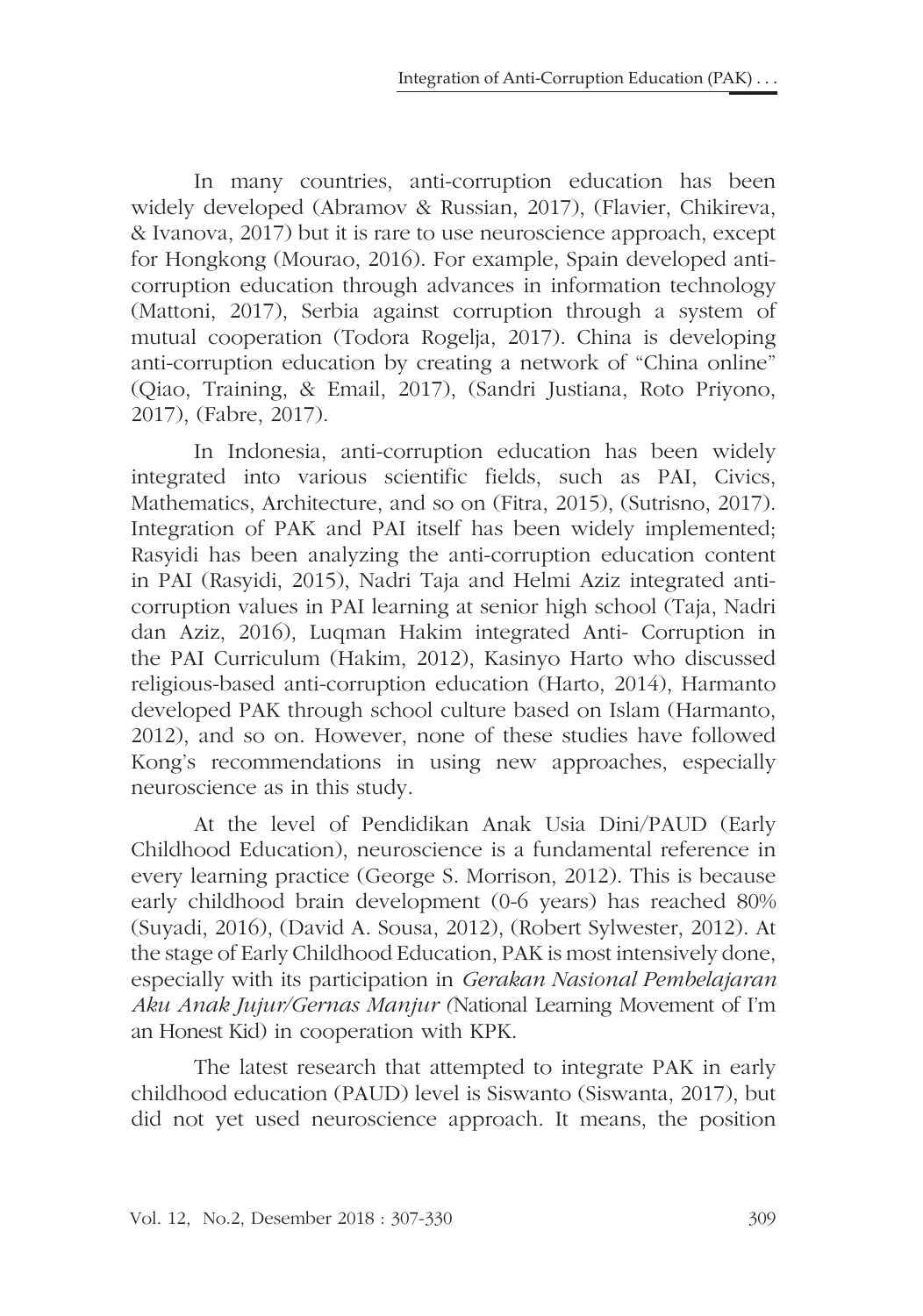In many countries, anti-corruption education has been widely developed (Abramov & Russian, 2017), (Flavier, Chikireva, & Ivanova, 2017) but it is rare to use neuroscience approach, except for Hongkong (Mourao, 2016). For example, Spain developed anti-corruption education through advances in information technology (Mattoni, 2017), Serbia against corruption through a system of mutual cooperation (Todora Rogelja, 2017). China is developing anti-corruption education by creating a network of "China online" (Qiao, Training, & Email, 2017), (Sandri Justiana, Roto Priyono, 2017), (Fabre, 2017).

In Indonesia, anti-corruption education has been widely integrated into various scientific fields, such as PAI, Civics, Mathematics, Architecture, and so on (Fitra, 2015), (Sutrisno, 2017). Integration of PAK and PAI itself has been widely implemented; Rasyidi has been analyzing the anti-corruption education content in PAI (Rasyidi, 2015), Nadri Taja and Helmi Aziz integrated anti-corruption values in PAI learning at senior high school (Taja, Nadri dan Aziz, 2016), Luqman Hakim integrated Anti- Corruption in the PAI Curriculum (Hakim, 2012), Kasinyo Harto who discussed religious-based anti-corruption education (Harto, 2014), Harmanto developed PAK through school culture based on Islam (Harmanto, 2012), and so on. However, none of these studies have followed Kong's recommendations in using new approaches, especially neuroscience as in this study.

At the level of Pendidikan Anak Usia Dini/PAUD (Early Childhood Education), neuroscience is a fundamental reference in every learning practice (George S. Morrison, 2012). This is because early childhood brain development (0-6 years) has reached 80% (Suyadi, 2016), (David A. Sousa, 2012), (Robert Sylwester, 2012). At the stage of Early Childhood Education, PAK is most intensively done, especially with its participation in *Gerakan Nasional Pembelajaran Aku Anak Jujur/Gernas Manjur (*National Learning Movement of I'm an Honest Kid) in cooperation with KPK.

The latest research that attempted to integrate PAK in early childhood education (PAUD) level is Siswanto (Siswanta, 2017), but did not yet used neuroscience approach. It means, the position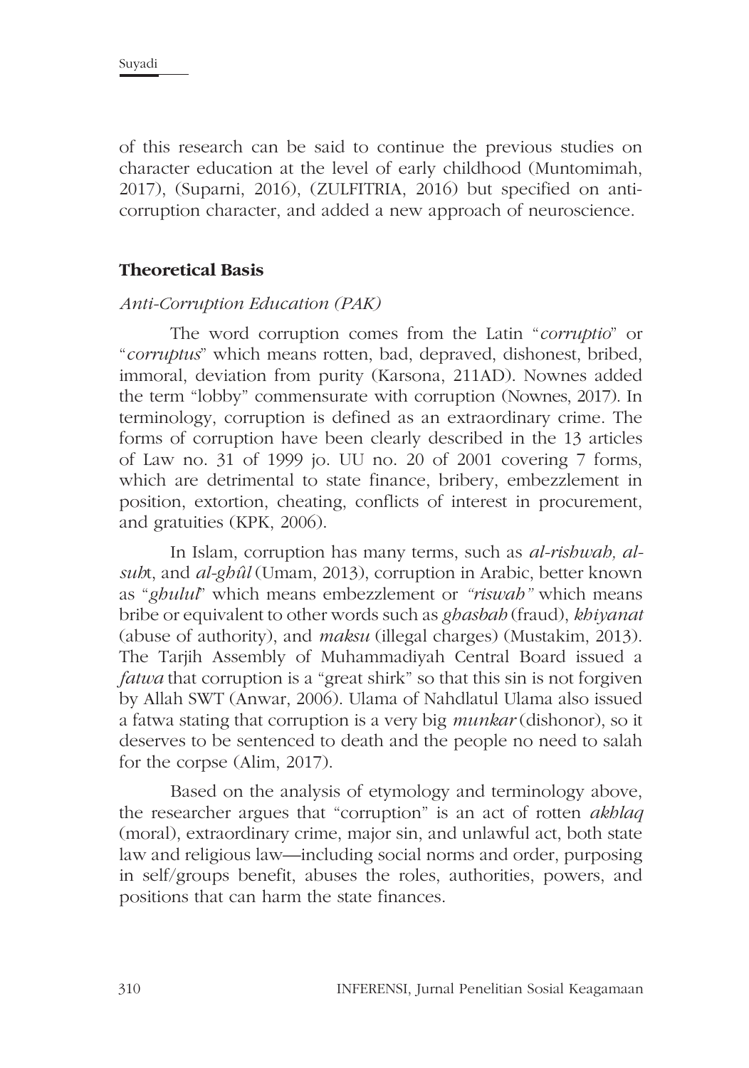of this research can be said to continue the previous studies on character education at the level of early childhood (Muntomimah, 2017), (Suparni, 2016), (ZULFITRIA, 2016) but specified on anti-corruption character, and added a new approach of neuroscience.

## Theoretical Basis

### *Anti-Corruption Education (PAK)*

The word corruption comes from the Latin "*corruptio*" or "*corruptus*" which means rotten, bad, depraved, dishonest, bribed, immoral, deviation from purity (Karsona, 211AD). Nownes added the term "lobby" commensurate with corruption (Nownes, 2017). In terminology, corruption is defined as an extraordinary crime. The forms of corruption have been clearly described in the 13 articles of Law no. 31 of 1999 jo. UU no. 20 of 2001 covering 7 forms, which are detrimental to state finance, bribery, embezzlement in position, extortion, cheating, conflicts of interest in procurement, and gratuities (KPK, 2006).

In Islam, corruption has many terms, such as *al-rishwah, al-suh*t, and *al-ghûl* (Umam, 2013), corruption in Arabic, better known as "*ghulul*" which means embezzlement or *"riswah"* which means bribe or equivalent to other words such as *ghasbah* (fraud), *khiyanat* (abuse of authority), and *maksu* (illegal charges) (Mustakim, 2013). The Tarjih Assembly of Muhammadiyah Central Board issued a *fatwa* that corruption is a "great shirk" so that this sin is not forgiven by Allah SWT (Anwar, 2006). Ulama of Nahdlatul Ulama also issued a fatwa stating that corruption is a very big *munkar* (dishonor), so it deserves to be sentenced to death and the people no need to salah for the corpse (Alim, 2017).

Based on the analysis of etymology and terminology above, the researcher argues that "corruption" is an act of rotten *akhlaq* (moral), extraordinary crime, major sin, and unlawful act, both state law and religious law—including social norms and order, purposing in self/groups benefit, abuses the roles, authorities, powers, and positions that can harm the state finances.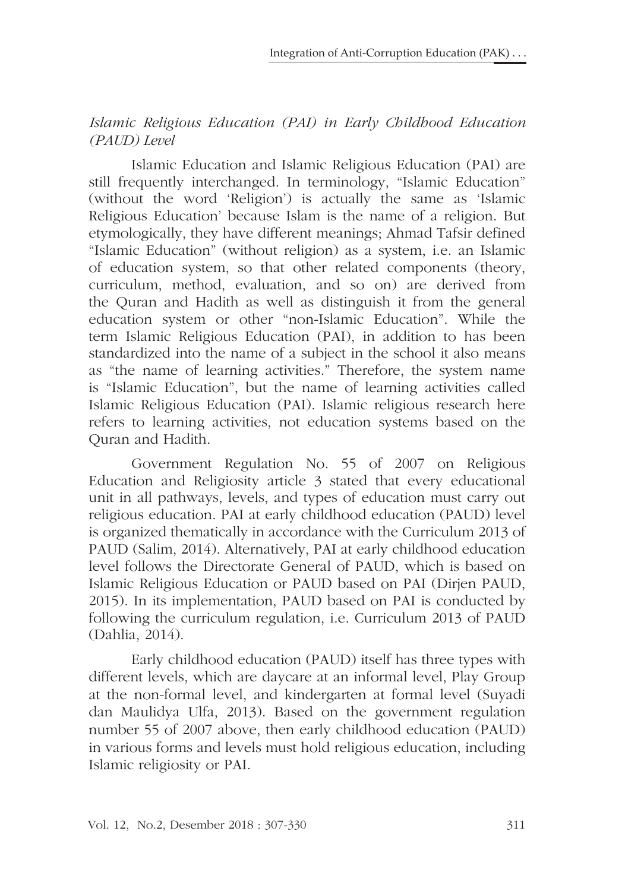*Islamic Religious Education (PAI) in Early Childhood Education (PAUD) Level*

Islamic Education and Islamic Religious Education (PAI) are still frequently interchanged. In terminology, "Islamic Education" (without the word 'Religion') is actually the same as 'Islamic Religious Education' because Islam is the name of a religion. But etymologically, they have different meanings; Ahmad Tafsir defined "Islamic Education" (without religion) as a system, i.e. an Islamic of education system, so that other related components (theory, curriculum, method, evaluation, and so on) are derived from the Quran and Hadith as well as distinguish it from the general education system or other "non-Islamic Education". While the term Islamic Religious Education (PAI), in addition to has been standardized into the name of a subject in the school it also means as "the name of learning activities." Therefore, the system name is "Islamic Education", but the name of learning activities called Islamic Religious Education (PAI). Islamic religious research here refers to learning activities, not education systems based on the Quran and Hadith.

Government Regulation No. 55 of 2007 on Religious Education and Religiosity article 3 stated that every educational unit in all pathways, levels, and types of education must carry out religious education. PAI at early childhood education (PAUD) level is organized thematically in accordance with the Curriculum 2013 of PAUD (Salim, 2014). Alternatively, PAI at early childhood education level follows the Directorate General of PAUD, which is based on Islamic Religious Education or PAUD based on PAI (Dirjen PAUD, 2015). In its implementation, PAUD based on PAI is conducted by following the curriculum regulation, i.e. Curriculum 2013 of PAUD (Dahlia, 2014).

Early childhood education (PAUD) itself has three types with different levels, which are daycare at an informal level, Play Group at the non-formal level, and kindergarten at formal level (Suyadi dan Maulidya Ulfa, 2013). Based on the government regulation number 55 of 2007 above, then early childhood education (PAUD) in various forms and levels must hold religious education, including Islamic religiosity or PAI.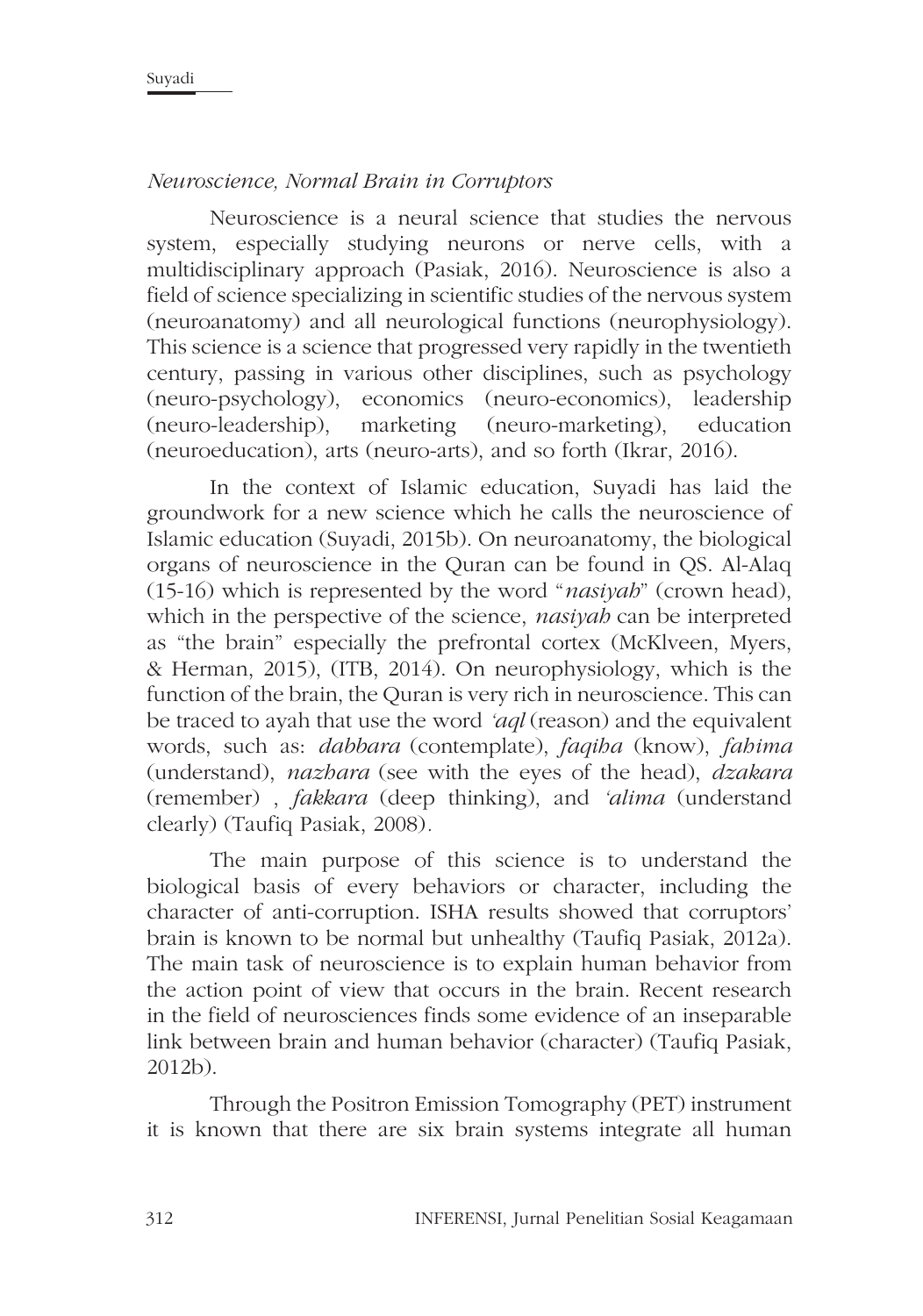*Neuroscience, Normal Brain in Corruptors*

Neuroscience is a neural science that studies the nervous system, especially studying neurons or nerve cells, with a multidisciplinary approach (Pasiak, 2016). Neuroscience is also a field of science specializing in scientific studies of the nervous system (neuroanatomy) and all neurological functions (neurophysiology). This science is a science that progressed very rapidly in the twentieth century, passing in various other disciplines, such as psychology (neuro-psychology), economics (neuro-economics), leadership (neuro-leadership), marketing (neuro-marketing), education (neuroeducation), arts (neuro-arts), and so forth (Ikrar, 2016).

In the context of Islamic education, Suyadi has laid the groundwork for a new science which he calls the neuroscience of Islamic education (Suyadi, 2015b). On neuroanatomy, the biological organs of neuroscience in the Quran can be found in QS. Al-Alaq (15-16) which is represented by the word "*nasiyah*" (crown head), which in the perspective of the science, *nasiyah* can be interpreted as "the brain" especially the prefrontal cortex (McKlveen, Myers, & Herman, 2015), (ITB, 2014). On neurophysiology, which is the function of the brain, the Quran is very rich in neuroscience. This can be traced to ayah that use the word *'aql* (reason) and the equivalent words, such as: *dabbara* (contemplate), *faqiha* (know), *fahima* (understand), *nazhara* (see with the eyes of the head), *dzakara* (remember) , *fakkara* (deep thinking), and *'alima* (understand clearly) (Taufiq Pasiak, 2008).

The main purpose of this science is to understand the biological basis of every behaviors or character, including the character of anti-corruption. ISHA results showed that corruptors' brain is known to be normal but unhealthy (Taufiq Pasiak, 2012a). The main task of neuroscience is to explain human behavior from the action point of view that occurs in the brain. Recent research in the field of neurosciences finds some evidence of an inseparable link between brain and human behavior (character) (Taufiq Pasiak, 2012b).

Through the Positron Emission Tomography (PET) instrument it is known that there are six brain systems integrate all human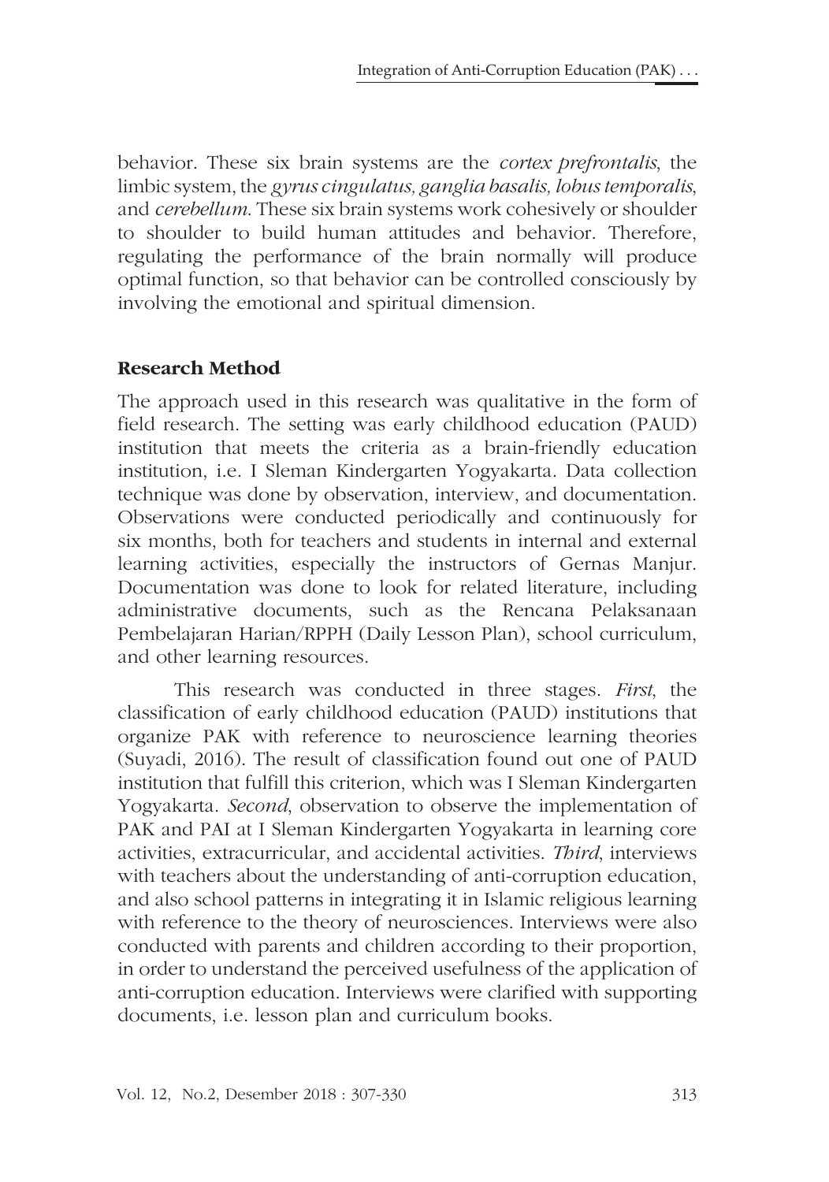behavior. These six brain systems are the *cortex prefrontalis*, the limbic system, the *gyrus cingulatus, ganglia basalis, lobus temporalis*, and *cerebellum*. These six brain systems work cohesively or shoulder to shoulder to build human attitudes and behavior. Therefore, regulating the performance of the brain normally will produce optimal function, so that behavior can be controlled consciously by involving the emotional and spiritual dimension.

## Research Method

The approach used in this research was qualitative in the form of field research. The setting was early childhood education (PAUD) institution that meets the criteria as a brain-friendly education institution, i.e. I Sleman Kindergarten Yogyakarta. Data collection technique was done by observation, interview, and documentation. Observations were conducted periodically and continuously for six months, both for teachers and students in internal and external learning activities, especially the instructors of Gernas Manjur. Documentation was done to look for related literature, including administrative documents, such as the Rencana Pelaksanaan Pembelajaran Harian/RPPH (Daily Lesson Plan), school curriculum, and other learning resources.

This research was conducted in three stages. *First*, the classification of early childhood education (PAUD) institutions that organize PAK with reference to neuroscience learning theories (Suyadi, 2016). The result of classification found out one of PAUD institution that fulfill this criterion, which was I Sleman Kindergarten Yogyakarta. *Second*, observation to observe the implementation of PAK and PAI at I Sleman Kindergarten Yogyakarta in learning core activities, extracurricular, and accidental activities. *Third*, interviews with teachers about the understanding of anti-corruption education, and also school patterns in integrating it in Islamic religious learning with reference to the theory of neurosciences. Interviews were also conducted with parents and children according to their proportion, in order to understand the perceived usefulness of the application of anti-corruption education. Interviews were clarified with supporting documents, i.e. lesson plan and curriculum books.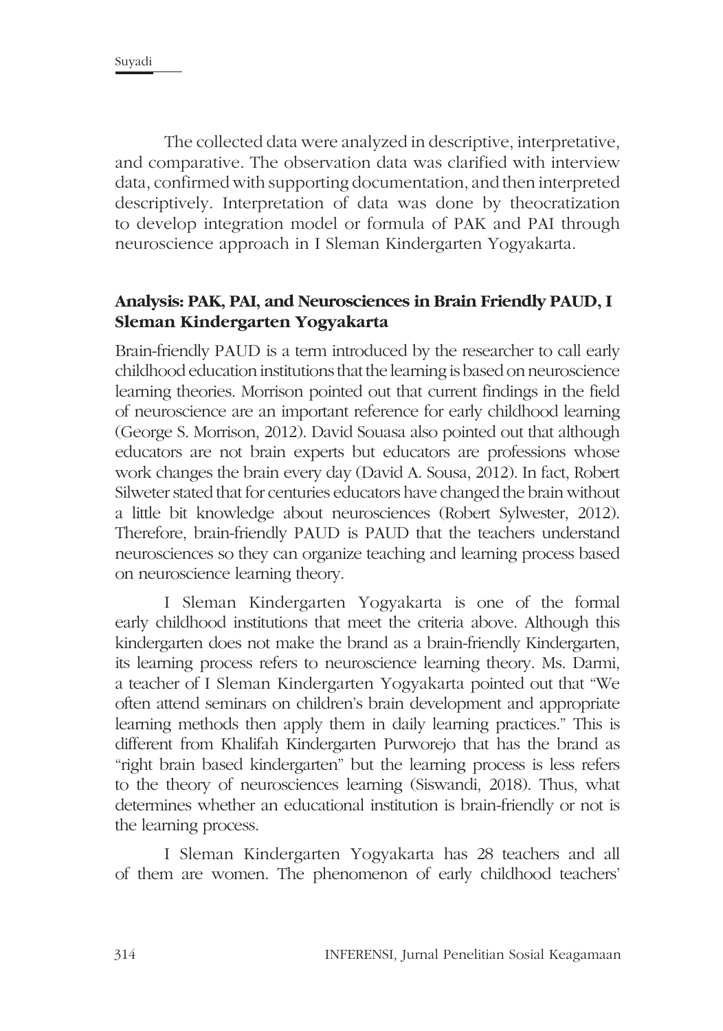The collected data were analyzed in descriptive, interpretative, and comparative. The observation data was clarified with interview data, confirmed with supporting documentation, and then interpreted descriptively. Interpretation of data was done by theocratization to develop integration model or formula of PAK and PAI through neuroscience approach in I Sleman Kindergarten Yogyakarta.

## Analysis: PAK, PAI, and Neurosciences in Brain Friendly PAUD, I Sleman Kindergarten Yogyakarta

Brain-friendly PAUD is a term introduced by the researcher to call early childhood education institutions that the learning is based on neuroscience learning theories. Morrison pointed out that current findings in the field of neuroscience are an important reference for early childhood learning (George S. Morrison, 2012). David Souasa also pointed out that although educators are not brain experts but educators are professions whose work changes the brain every day (David A. Sousa, 2012). In fact, Robert Silweter stated that for centuries educators have changed the brain without a little bit knowledge about neurosciences (Robert Sylwester, 2012). Therefore, brain-friendly PAUD is PAUD that the teachers understand neurosciences so they can organize teaching and learning process based on neuroscience learning theory.

I Sleman Kindergarten Yogyakarta is one of the formal early childhood institutions that meet the criteria above. Although this kindergarten does not make the brand as a brain-friendly Kindergarten, its learning process refers to neuroscience learning theory. Ms. Darmi, a teacher of I Sleman Kindergarten Yogyakarta pointed out that "We often attend seminars on children's brain development and appropriate learning methods then apply them in daily learning practices." This is different from Khalifah Kindergarten Purworejo that has the brand as "right brain based kindergarten" but the learning process is less refers to the theory of neurosciences learning (Siswandi, 2018). Thus, what determines whether an educational institution is brain-friendly or not is the learning process.

I Sleman Kindergarten Yogyakarta has 28 teachers and all of them are women. The phenomenon of early childhood teachers'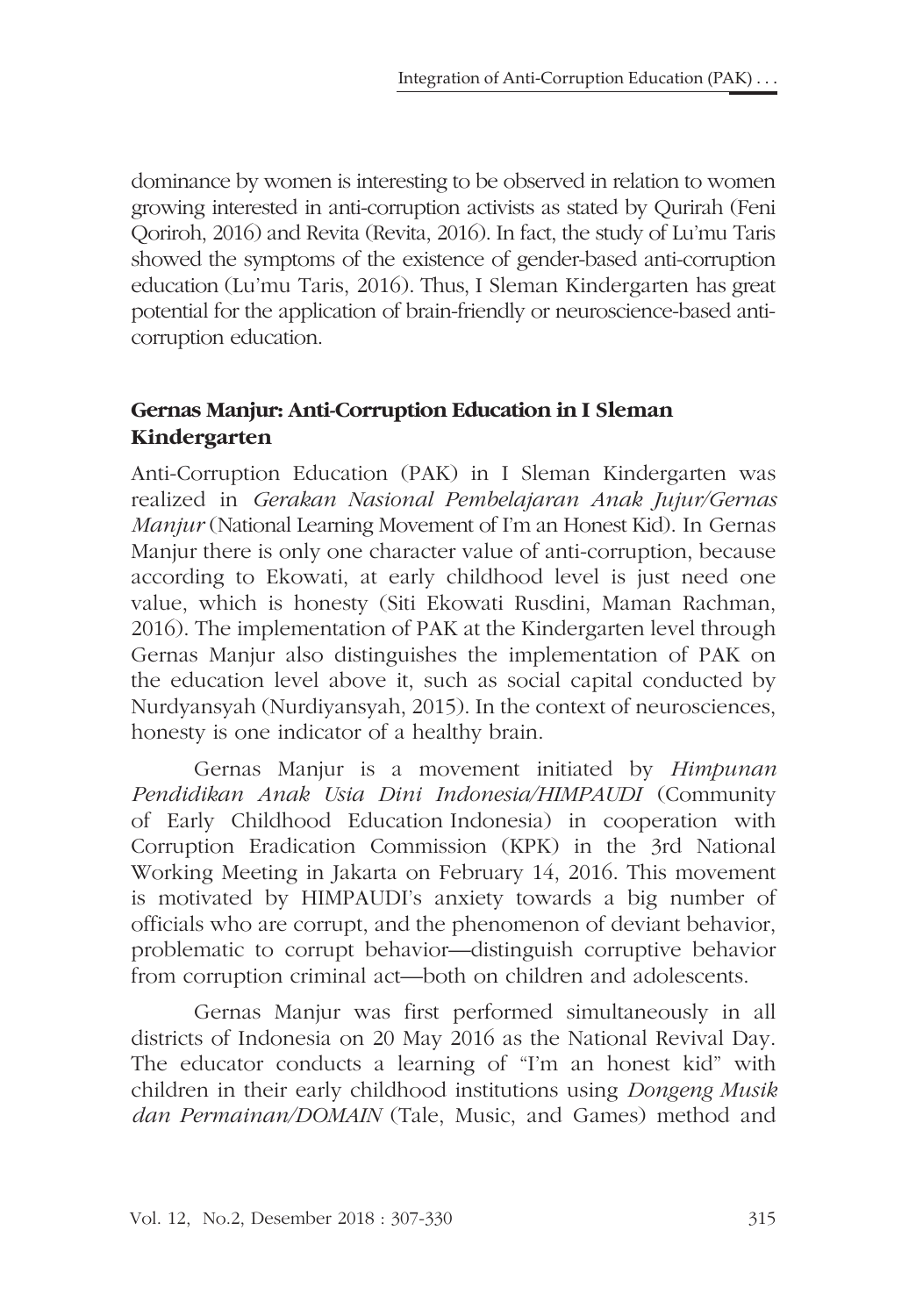dominance by women is interesting to be observed in relation to women growing interested in anti-corruption activists as stated by Qurirah (Feni Qoriroh, 2016) and Revita (Revita, 2016). In fact, the study of Lu'mu Taris showed the symptoms of the existence of gender-based anti-corruption education (Lu'mu Taris, 2016). Thus, I Sleman Kindergarten has great potential for the application of brain-friendly or neuroscience-based anti-corruption education.

## Gernas Manjur: Anti-Corruption Education in I Sleman Kindergarten

Anti-Corruption Education (PAK) in I Sleman Kindergarten was realized in *Gerakan Nasional Pembelajaran Anak Jujur/Gernas Manjur* (National Learning Movement of I'm an Honest Kid). In Gernas Manjur there is only one character value of anti-corruption, because according to Ekowati, at early childhood level is just need one value, which is honesty (Siti Ekowati Rusdini, Maman Rachman, 2016). The implementation of PAK at the Kindergarten level through Gernas Manjur also distinguishes the implementation of PAK on the education level above it, such as social capital conducted by Nurdyansyah (Nurdiyansyah, 2015). In the context of neurosciences, honesty is one indicator of a healthy brain.

Gernas Manjur is a movement initiated by *Himpunan Pendidikan Anak Usia Dini Indonesia/HIMPAUDI* (Community of Early Childhood Education Indonesia) in cooperation with Corruption Eradication Commission (KPK) in the 3rd National Working Meeting in Jakarta on February 14, 2016. This movement is motivated by HIMPAUDI's anxiety towards a big number of officials who are corrupt, and the phenomenon of deviant behavior, problematic to corrupt behavior—distinguish corruptive behavior from corruption criminal act—both on children and adolescents.

Gernas Manjur was first performed simultaneously in all districts of Indonesia on 20 May 2016 as the National Revival Day. The educator conducts a learning of "I'm an honest kid" with children in their early childhood institutions using *Dongeng Musik dan Permainan/DOMAIN* (Tale, Music, and Games) method and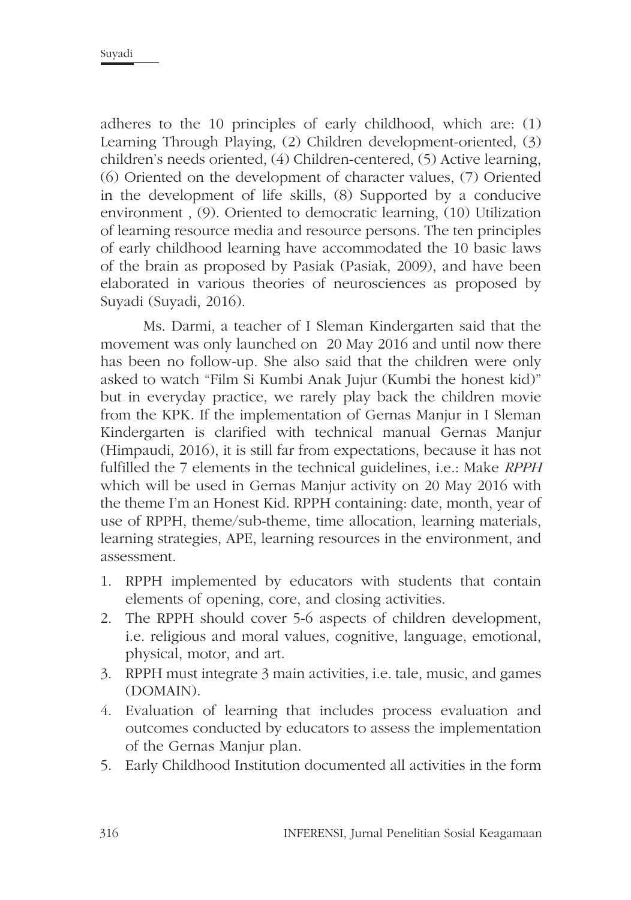adheres to the 10 principles of early childhood, which are: (1) Learning Through Playing, (2) Children development-oriented, (3) children's needs oriented, (4) Children-centered, (5) Active learning, (6) Oriented on the development of character values, (7) Oriented in the development of life skills, (8) Supported by a conducive environment , (9). Oriented to democratic learning, (10) Utilization of learning resource media and resource persons. The ten principles of early childhood learning have accommodated the 10 basic laws of the brain as proposed by Pasiak (Pasiak, 2009), and have been elaborated in various theories of neurosciences as proposed by Suyadi (Suyadi, 2016).

Ms. Darmi, a teacher of I Sleman Kindergarten said that the movement was only launched on 20 May 2016 and until now there has been no follow-up. She also said that the children were only asked to watch "Film Si Kumbi Anak Jujur (Kumbi the honest kid)" but in everyday practice, we rarely play back the children movie from the KPK. If the implementation of Gernas Manjur in I Sleman Kindergarten is clarified with technical manual Gernas Manjur (Himpaudi, 2016), it is still far from expectations, because it has not fulfilled the 7 elements in the technical guidelines, i.e.: Make *RPPH* which will be used in Gernas Manjur activity on 20 May 2016 with the theme I'm an Honest Kid. RPPH containing: date, month, year of use of RPPH, theme/sub-theme, time allocation, learning materials, learning strategies, APE, learning resources in the environment, and assessment.

1. RPPH implemented by educators with students that contain elements of opening, core, and closing activities.
2. The RPPH should cover 5-6 aspects of children development, i.e. religious and moral values, cognitive, language, emotional, physical, motor, and art.
3. RPPH must integrate 3 main activities, i.e. tale, music, and games (DOMAIN).
4. Evaluation of learning that includes process evaluation and outcomes conducted by educators to assess the implementation of the Gernas Manjur plan.
5. Early Childhood Institution documented all activities in the form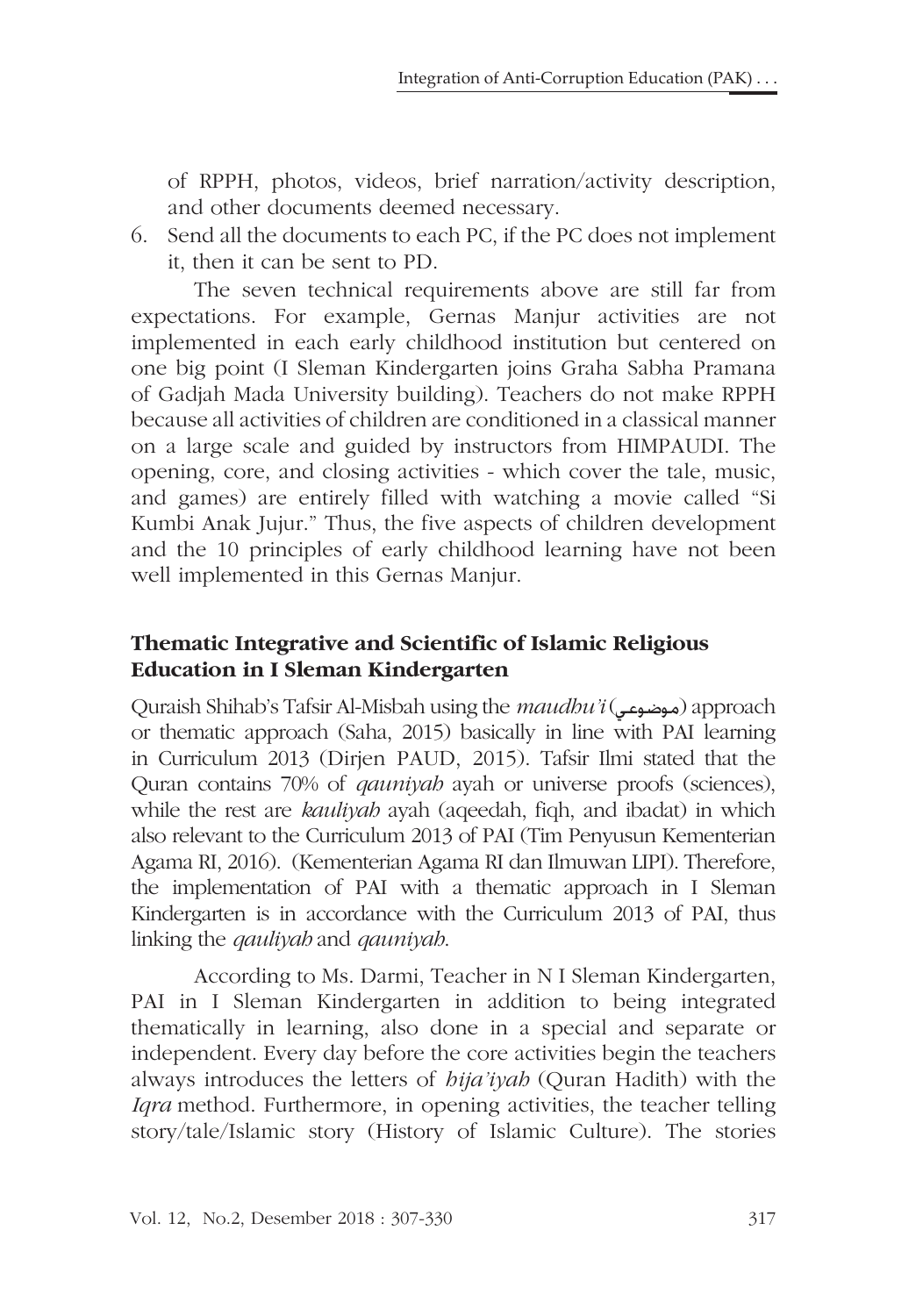of RPPH, photos, videos, brief narration/activity description, and other documents deemed necessary.

6. Send all the documents to each PC, if the PC does not implement it, then it can be sent to PD.

The seven technical requirements above are still far from expectations. For example, Gernas Manjur activities are not implemented in each early childhood institution but centered on one big point (I Sleman Kindergarten joins Graha Sabha Pramana of Gadjah Mada University building). Teachers do not make RPPH because all activities of children are conditioned in a classical manner on a large scale and guided by instructors from HIMPAUDI. The opening, core, and closing activities - which cover the tale, music, and games) are entirely filled with watching a movie called "Si Kumbi Anak Jujur." Thus, the five aspects of children development and the 10 principles of early childhood learning have not been well implemented in this Gernas Manjur.

## Thematic Integrative and Scientific of Islamic Religious Education in I Sleman Kindergarten

Quraish Shihab's Tafsir Al-Misbah using the *maudhu'i* (موضوعي) approach or thematic approach (Saha, 2015) basically in line with PAI learning in Curriculum 2013 (Dirjen PAUD, 2015). Tafsir Ilmi stated that the Quran contains 70% of *qauniyah* ayah or universe proofs (sciences), while the rest are *kauliyah* ayah (aqeedah, fiqh, and ibadat) in which also relevant to the Curriculum 2013 of PAI (Tim Penyusun Kementerian Agama RI, 2016). (Kementerian Agama RI dan Ilmuwan LIPI). Therefore, the implementation of PAI with a thematic approach in I Sleman Kindergarten is in accordance with the Curriculum 2013 of PAI, thus linking the *qauliyah* and *qauniyah*.

According to Ms. Darmi, Teacher in N I Sleman Kindergarten, PAI in I Sleman Kindergarten in addition to being integrated thematically in learning, also done in a special and separate or independent. Every day before the core activities begin the teachers always introduces the letters of *hija'iyah* (Quran Hadith) with the *Iqra* method. Furthermore, in opening activities, the teacher telling story/tale/Islamic story (History of Islamic Culture). The stories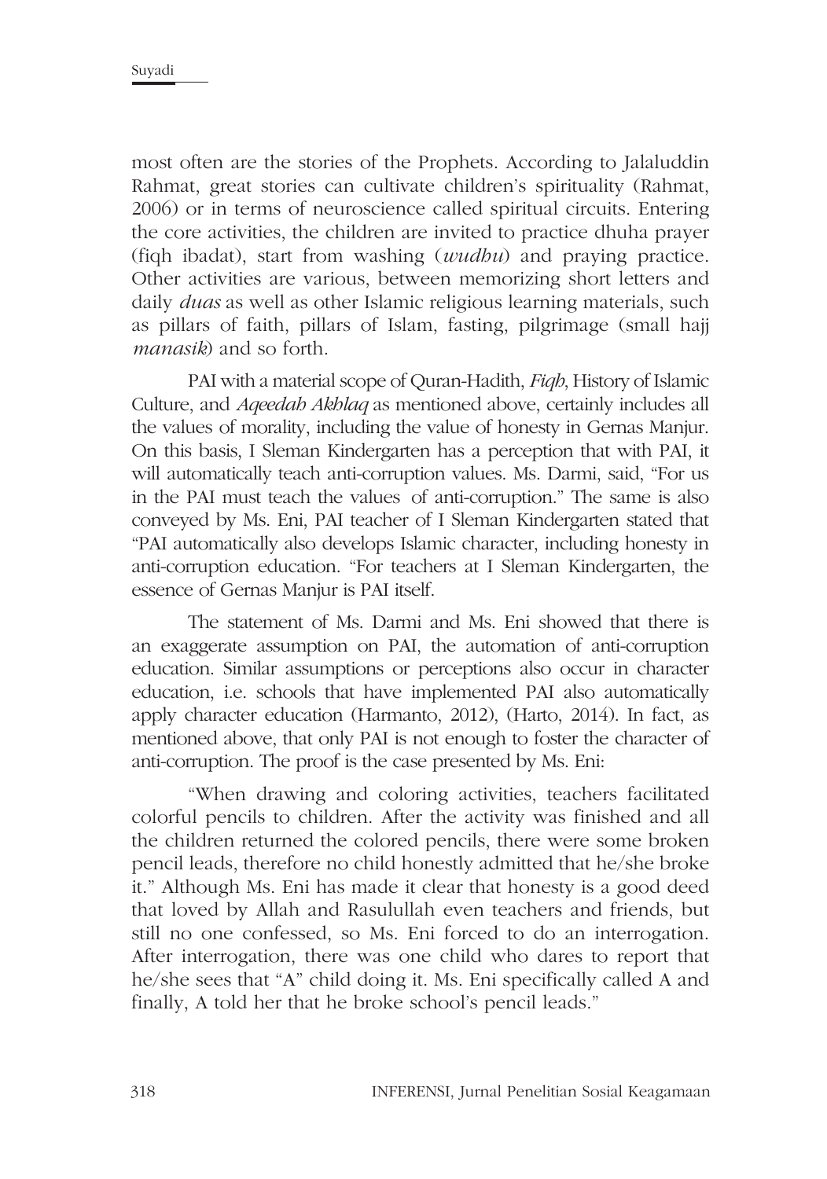most often are the stories of the Prophets. According to Jalaluddin Rahmat, great stories can cultivate children's spirituality (Rahmat, 2006) or in terms of neuroscience called spiritual circuits. Entering the core activities, the children are invited to practice dhuha prayer (fiqh ibadat), start from washing (*wudhu*) and praying practice. Other activities are various, between memorizing short letters and daily *duas* as well as other Islamic religious learning materials, such as pillars of faith, pillars of Islam, fasting, pilgrimage (small hajj *manasik*) and so forth.

PAI with a material scope of Quran-Hadith, *Fiqh*, History of Islamic Culture, and *Aqeedah Akhlaq* as mentioned above, certainly includes all the values of morality, including the value of honesty in Gernas Manjur. On this basis, I Sleman Kindergarten has a perception that with PAI, it will automatically teach anti-corruption values. Ms. Darmi, said, "For us in the PAI must teach the values of anti-corruption." The same is also conveyed by Ms. Eni, PAI teacher of I Sleman Kindergarten stated that "PAI automatically also develops Islamic character, including honesty in anti-corruption education. "For teachers at I Sleman Kindergarten, the essence of Gernas Manjur is PAI itself.

The statement of Ms. Darmi and Ms. Eni showed that there is an exaggerate assumption on PAI, the automation of anti-corruption education. Similar assumptions or perceptions also occur in character education, i.e. schools that have implemented PAI also automatically apply character education (Harmanto, 2012), (Harto, 2014). In fact, as mentioned above, that only PAI is not enough to foster the character of anti-corruption. The proof is the case presented by Ms. Eni:

"When drawing and coloring activities, teachers facilitated colorful pencils to children. After the activity was finished and all the children returned the colored pencils, there were some broken pencil leads, therefore no child honestly admitted that he/she broke it." Although Ms. Eni has made it clear that honesty is a good deed that loved by Allah and Rasulullah even teachers and friends, but still no one confessed, so Ms. Eni forced to do an interrogation. After interrogation, there was one child who dares to report that he/she sees that "A" child doing it. Ms. Eni specifically called A and finally, A told her that he broke school's pencil leads."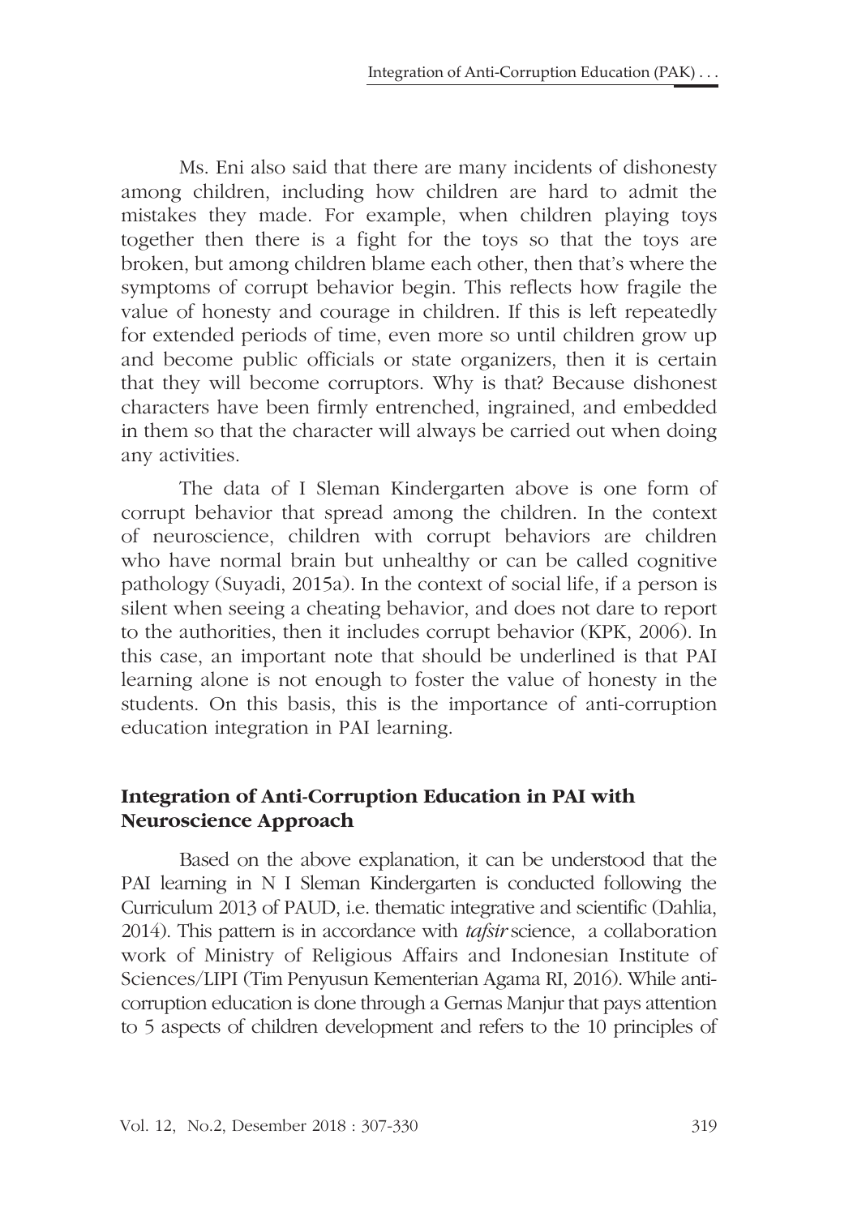Ms. Eni also said that there are many incidents of dishonesty among children, including how children are hard to admit the mistakes they made. For example, when children playing toys together then there is a fight for the toys so that the toys are broken, but among children blame each other, then that's where the symptoms of corrupt behavior begin. This reflects how fragile the value of honesty and courage in children. If this is left repeatedly for extended periods of time, even more so until children grow up and become public officials or state organizers, then it is certain that they will become corruptors. Why is that? Because dishonest characters have been firmly entrenched, ingrained, and embedded in them so that the character will always be carried out when doing any activities.

The data of I Sleman Kindergarten above is one form of corrupt behavior that spread among the children. In the context of neuroscience, children with corrupt behaviors are children who have normal brain but unhealthy or can be called cognitive pathology (Suyadi, 2015a). In the context of social life, if a person is silent when seeing a cheating behavior, and does not dare to report to the authorities, then it includes corrupt behavior (KPK, 2006). In this case, an important note that should be underlined is that PAI learning alone is not enough to foster the value of honesty in the students. On this basis, this is the importance of anti-corruption education integration in PAI learning.

## Integration of Anti-Corruption Education in PAI with Neuroscience Approach

Based on the above explanation, it can be understood that the PAI learning in N I Sleman Kindergarten is conducted following the Curriculum 2013 of PAUD, i.e. thematic integrative and scientific (Dahlia, 2014). This pattern is in accordance with *tafsir* science, a collaboration work of Ministry of Religious Affairs and Indonesian Institute of Sciences/LIPI (Tim Penyusun Kementerian Agama RI, 2016). While anti-corruption education is done through a Gernas Manjur that pays attention to 5 aspects of children development and refers to the 10 principles of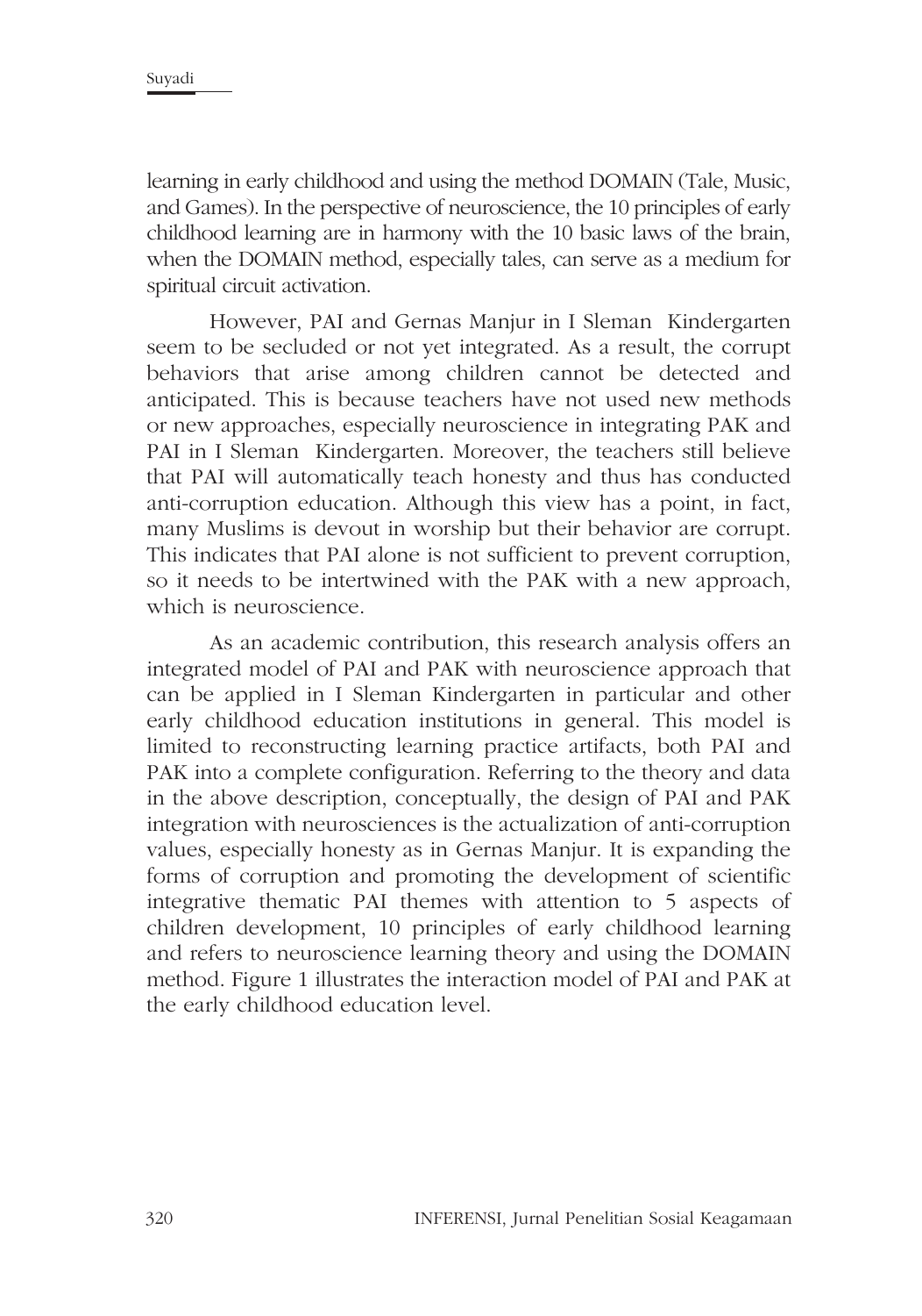learning in early childhood and using the method DOMAIN (Tale, Music, and Games). In the perspective of neuroscience, the 10 principles of early childhood learning are in harmony with the 10 basic laws of the brain, when the DOMAIN method, especially tales, can serve as a medium for spiritual circuit activation.

However, PAI and Gernas Manjur in I Sleman Kindergarten seem to be secluded or not yet integrated. As a result, the corrupt behaviors that arise among children cannot be detected and anticipated. This is because teachers have not used new methods or new approaches, especially neuroscience in integrating PAK and PAI in I Sleman Kindergarten. Moreover, the teachers still believe that PAI will automatically teach honesty and thus has conducted anti-corruption education. Although this view has a point, in fact, many Muslims is devout in worship but their behavior are corrupt. This indicates that PAI alone is not sufficient to prevent corruption, so it needs to be intertwined with the PAK with a new approach, which is neuroscience.

As an academic contribution, this research analysis offers an integrated model of PAI and PAK with neuroscience approach that can be applied in I Sleman Kindergarten in particular and other early childhood education institutions in general. This model is limited to reconstructing learning practice artifacts, both PAI and PAK into a complete configuration. Referring to the theory and data in the above description, conceptually, the design of PAI and PAK integration with neurosciences is the actualization of anti-corruption values, especially honesty as in Gernas Manjur. It is expanding the forms of corruption and promoting the development of scientific integrative thematic PAI themes with attention to 5 aspects of children development, 10 principles of early childhood learning and refers to neuroscience learning theory and using the DOMAIN method. Figure 1 illustrates the interaction model of PAI and PAK at the early childhood education level.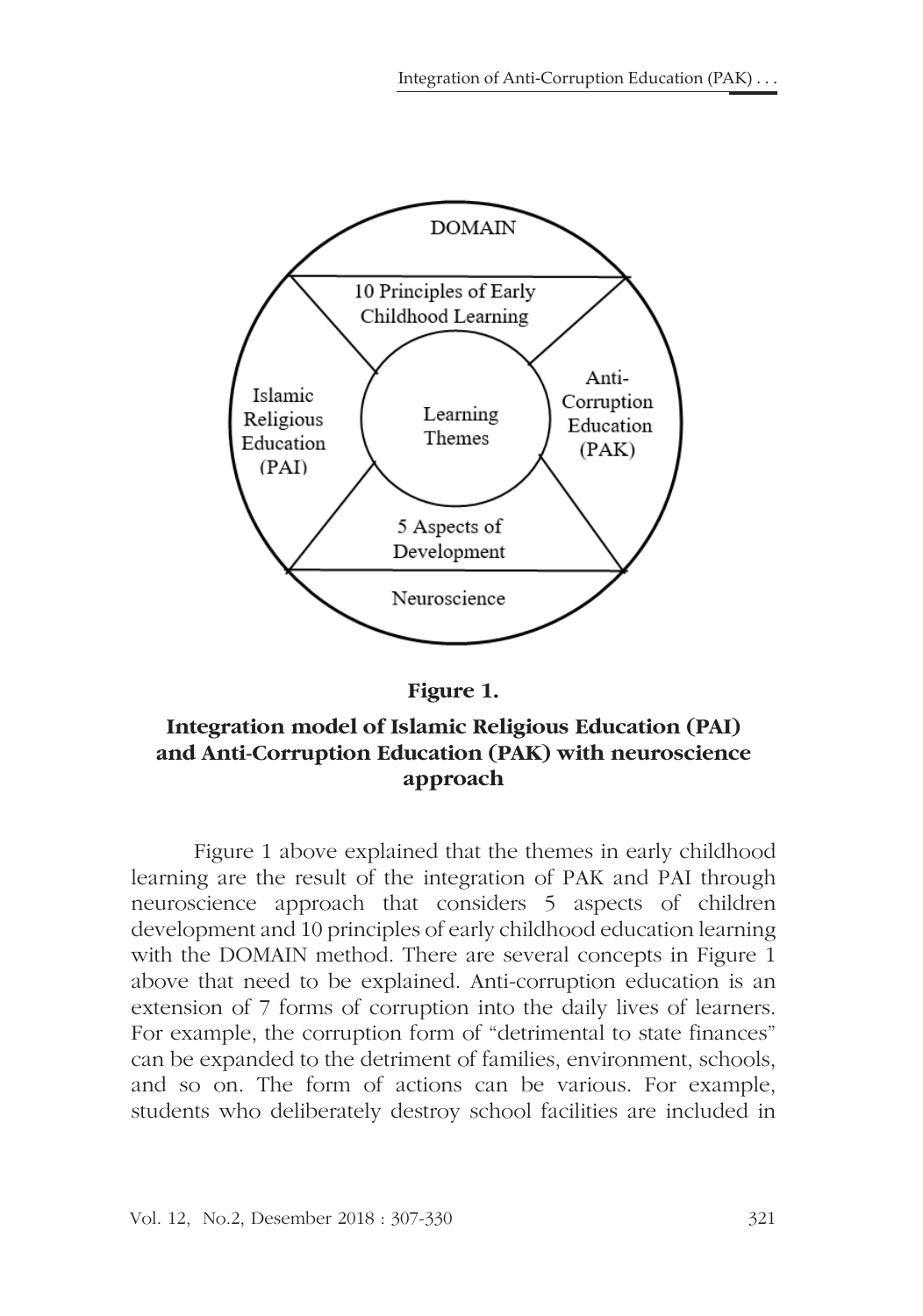**Figure 1.**

**Integration model of Islamic Religious Education (PAI) and Anti-Corruption Education (PAK) with neuroscience approach**

Figure 1 above explained that the themes in early childhood learning are the result of the integration of PAK and PAI through neuroscience approach that considers 5 aspects of children development and 10 principles of early childhood education learning with the DOMAIN method. There are several concepts in Figure 1 above that need to be explained. Anti-corruption education is an extension of 7 forms of corruption into the daily lives of learners. For example, the corruption form of "detrimental to state finances" can be expanded to the detriment of families, environment, schools, and so on. The form of actions can be various. For example, students who deliberately destroy school facilities are included in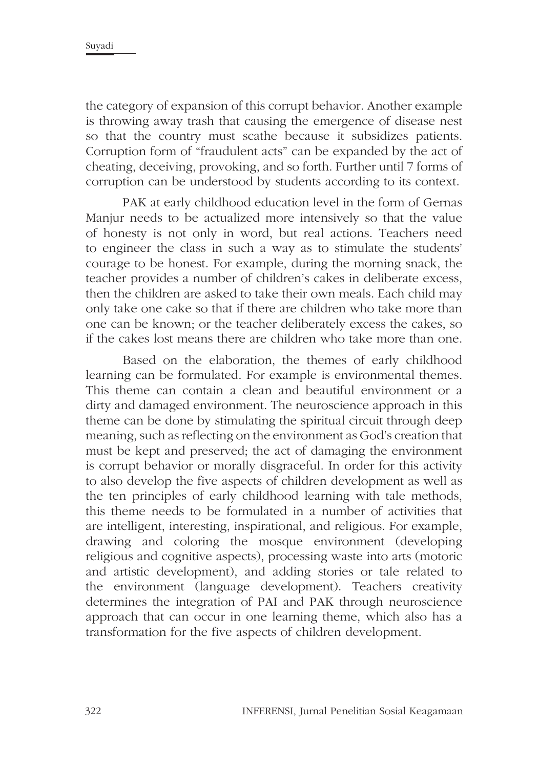the category of expansion of this corrupt behavior. Another example is throwing away trash that causing the emergence of disease nest so that the country must scathe because it subsidizes patients. Corruption form of "fraudulent acts" can be expanded by the act of cheating, deceiving, provoking, and so forth. Further until 7 forms of corruption can be understood by students according to its context.

PAK at early childhood education level in the form of Gernas Manjur needs to be actualized more intensively so that the value of honesty is not only in word, but real actions. Teachers need to engineer the class in such a way as to stimulate the students' courage to be honest. For example, during the morning snack, the teacher provides a number of children's cakes in deliberate excess, then the children are asked to take their own meals. Each child may only take one cake so that if there are children who take more than one can be known; or the teacher deliberately excess the cakes, so if the cakes lost means there are children who take more than one.

Based on the elaboration, the themes of early childhood learning can be formulated. For example is environmental themes. This theme can contain a clean and beautiful environment or a dirty and damaged environment. The neuroscience approach in this theme can be done by stimulating the spiritual circuit through deep meaning, such as reflecting on the environment as God's creation that must be kept and preserved; the act of damaging the environment is corrupt behavior or morally disgraceful. In order for this activity to also develop the five aspects of children development as well as the ten principles of early childhood learning with tale methods, this theme needs to be formulated in a number of activities that are intelligent, interesting, inspirational, and religious. For example, drawing and coloring the mosque environment (developing religious and cognitive aspects), processing waste into arts (motoric and artistic development), and adding stories or tale related to the environment (language development). Teachers creativity determines the integration of PAI and PAK through neuroscience approach that can occur in one learning theme, which also has a transformation for the five aspects of children development.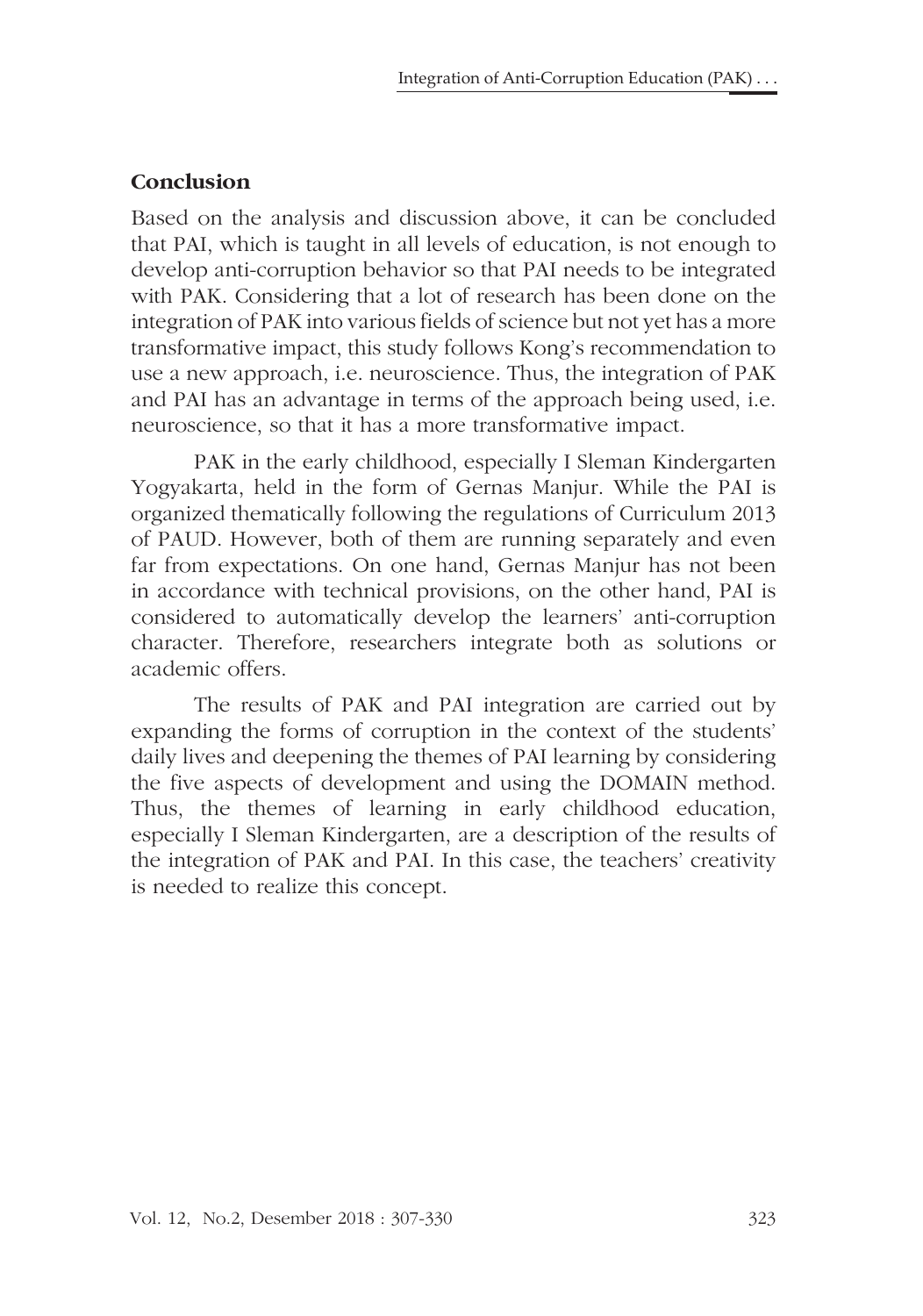## Conclusion

Based on the analysis and discussion above, it can be concluded that PAI, which is taught in all levels of education, is not enough to develop anti-corruption behavior so that PAI needs to be integrated with PAK. Considering that a lot of research has been done on the integration of PAK into various fields of science but not yet has a more transformative impact, this study follows Kong's recommendation to use a new approach, i.e. neuroscience. Thus, the integration of PAK and PAI has an advantage in terms of the approach being used, i.e. neuroscience, so that it has a more transformative impact.

PAK in the early childhood, especially I Sleman Kindergarten Yogyakarta, held in the form of Gernas Manjur. While the PAI is organized thematically following the regulations of Curriculum 2013 of PAUD. However, both of them are running separately and even far from expectations. On one hand, Gernas Manjur has not been in accordance with technical provisions, on the other hand, PAI is considered to automatically develop the learners' anti-corruption character. Therefore, researchers integrate both as solutions or academic offers.

The results of PAK and PAI integration are carried out by expanding the forms of corruption in the context of the students' daily lives and deepening the themes of PAI learning by considering the five aspects of development and using the DOMAIN method. Thus, the themes of learning in early childhood education, especially I Sleman Kindergarten, are a description of the results of the integration of PAK and PAI. In this case, the teachers' creativity is needed to realize this concept.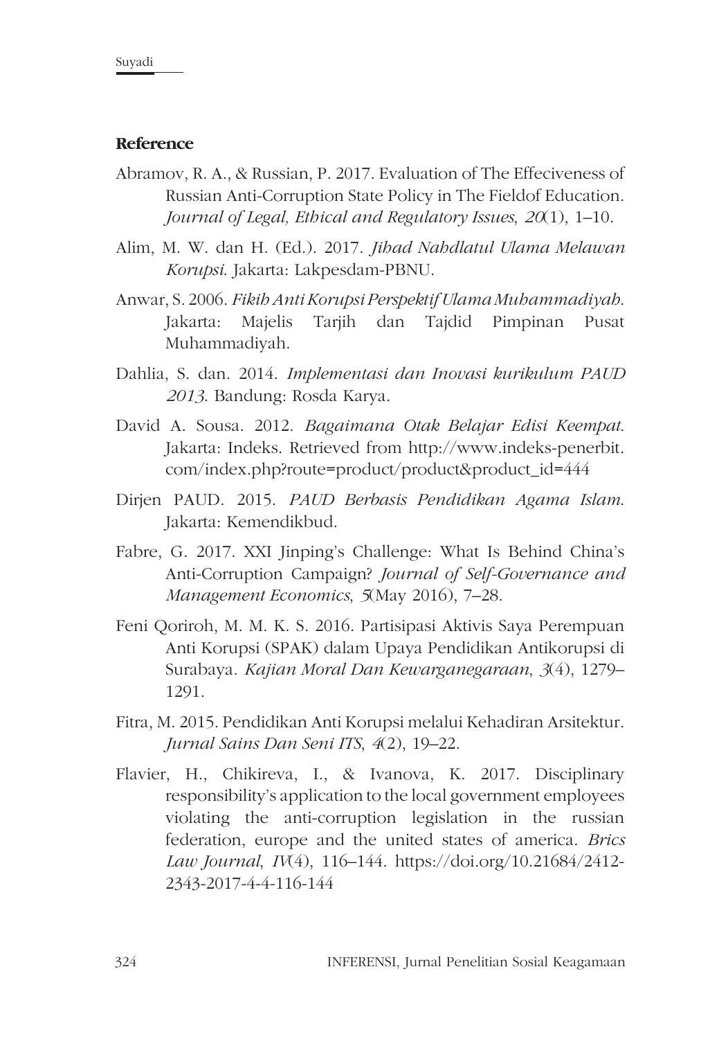## Reference

Abramov, R. A., & Russian, P. 2017. Evaluation of The Effeciveness of Russian Anti-Corruption State Policy in The Fieldof Education. *Journal of Legal, Ethical and Regulatory Issues*, *20*(1), 1–10.

Alim, M. W. dan H. (Ed.). 2017. *Jihad Nahdlatul Ulama Melawan Korupsi*. Jakarta: Lakpesdam-PBNU.

Anwar, S. 2006. *Fikih Anti Korupsi Perspektif Ulama Muhammadiyah*. Jakarta: Majelis Tarjih dan Tajdid Pimpinan Pusat Muhammadiyah.

Dahlia, S. dan. 2014. *Implementasi dan Inovasi kurikulum PAUD 2013*. Bandung: Rosda Karya.

David A. Sousa. 2012. *Bagaimana Otak Belajar Edisi Keempat*. Jakarta: Indeks. Retrieved from http://www.indeks-penerbit.com/index.php?route=product/product&product_id=444

Dirjen PAUD. 2015. *PAUD Berbasis Pendidikan Agama Islam*. Jakarta: Kemendikbud.

Fabre, G. 2017. XXI Jinping's Challenge: What Is Behind China's Anti-Corruption Campaign? *Journal of Self-Governance and Management Economics*, *5*(May 2016), 7–28.

Feni Qoriroh, M. M. K. S. 2016. Partisipasi Aktivis Saya Perempuan Anti Korupsi (SPAK) dalam Upaya Pendidikan Antikorupsi di Surabaya. *Kajian Moral Dan Kewarganegaraan*, *3*(4), 1279–1291.

Fitra, M. 2015. Pendidikan Anti Korupsi melalui Kehadiran Arsitektur. *Jurnal Sains Dan Seni ITS*, *4*(2), 19–22.

Flavier, H., Chikireva, I., & Ivanova, K. 2017. Disciplinary responsibility's application to the local government employees violating the anti-corruption legislation in the russian federation, europe and the united states of america. *Brics Law Journal*, *IV*(4), 116–144. https://doi.org/10.21684/2412-2343-2017-4-4-116-144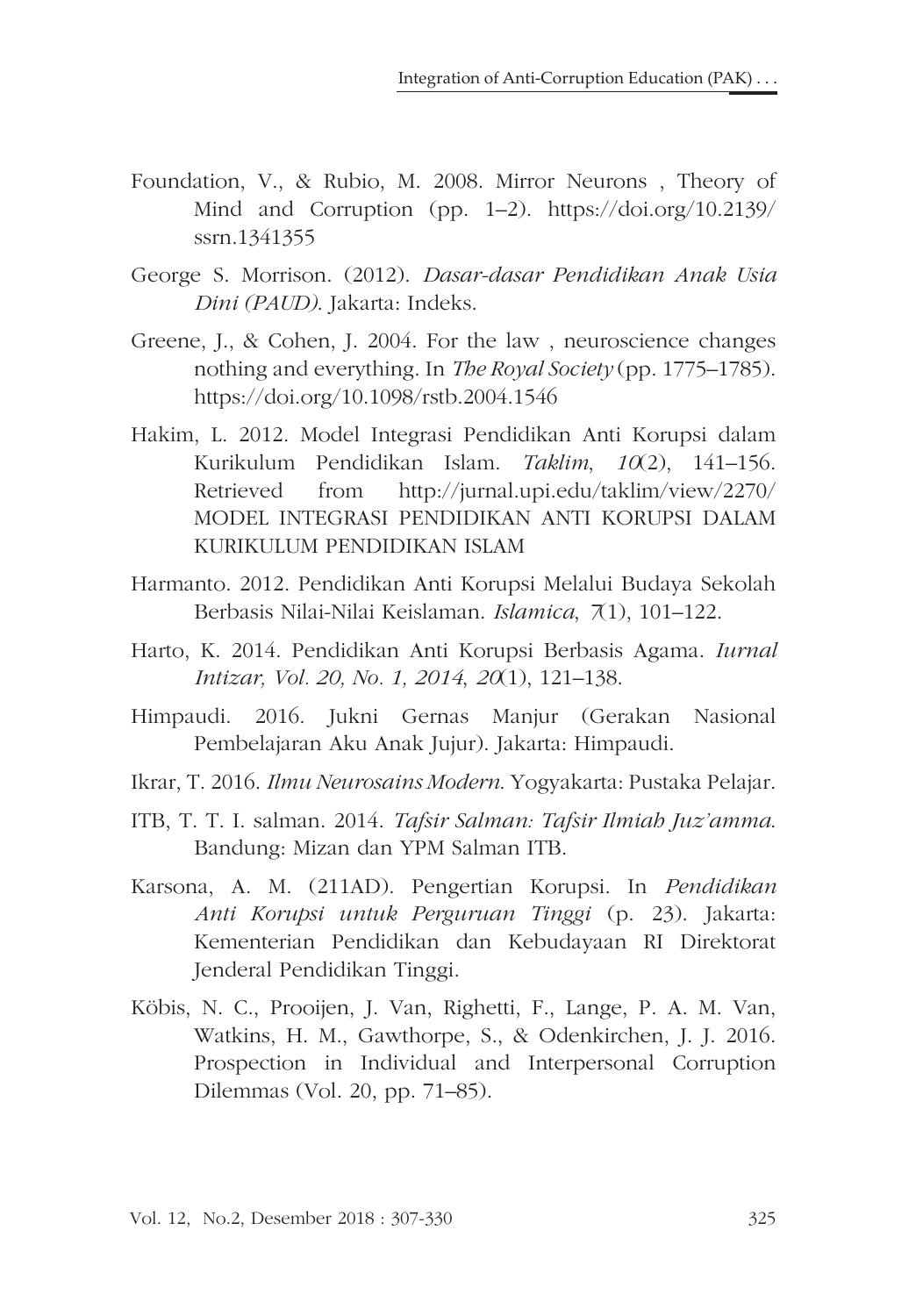Foundation, V., & Rubio, M. 2008. Mirror Neurons , Theory of Mind and Corruption (pp. 1–2). https://doi.org/10.2139/ssrn.1341355

George S. Morrison. (2012). *Dasar-dasar Pendidikan Anak Usia Dini (PAUD)*. Jakarta: Indeks.

Greene, J., & Cohen, J. 2004. For the law , neuroscience changes nothing and everything. In *The Royal Society* (pp. 1775–1785). https://doi.org/10.1098/rstb.2004.1546

Hakim, L. 2012. Model Integrasi Pendidikan Anti Korupsi dalam Kurikulum Pendidikan Islam. *Taklim*, *10*(2), 141–156. Retrieved from http://jurnal.upi.edu/taklim/view/2270/MODEL INTEGRASI PENDIDIKAN ANTI KORUPSI DALAM KURIKULUM PENDIDIKAN ISLAM

Harmanto. 2012. Pendidikan Anti Korupsi Melalui Budaya Sekolah Berbasis Nilai-Nilai Keislaman. *Islamica*, *7*(1), 101–122.

Harto, K. 2014. Pendidikan Anti Korupsi Berbasis Agama. *Iurnal Intizar, Vol. 20, No. 1, 2014*, *20*(1), 121–138.

Himpaudi. 2016. Jukni Gernas Manjur (Gerakan Nasional Pembelajaran Aku Anak Jujur). Jakarta: Himpaudi.

Ikrar, T. 2016. *Ilmu Neurosains Modern*. Yogyakarta: Pustaka Pelajar.

ITB, T. T. I. salman. 2014. *Tafsir Salman: Tafsir Ilmiah Juz'amma*. Bandung: Mizan dan YPM Salman ITB.

Karsona, A. M. (211AD). Pengertian Korupsi. In *Pendidikan Anti Korupsi untuk Perguruan Tinggi* (p. 23). Jakarta: Kementerian Pendidikan dan Kebudayaan RI Direktorat Jenderal Pendidikan Tinggi.

Köbis, N. C., Prooijen, J. Van, Righetti, F., Lange, P. A. M. Van, Watkins, H. M., Gawthorpe, S., & Odenkirchen, J. J. 2016. Prospection in Individual and Interpersonal Corruption Dilemmas (Vol. 20, pp. 71–85).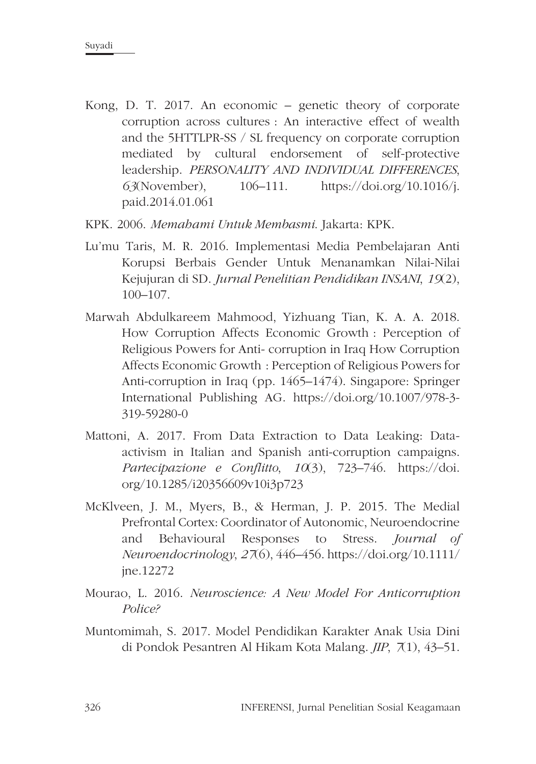Kong, D. T. 2017. An economic – genetic theory of corporate corruption across cultures : An interactive effect of wealth and the 5HTTLPR-SS / SL frequency on corporate corruption mediated by cultural endorsement of self-protective leadership. *PERSONALITY AND INDIVIDUAL DIFFERENCES*, *63*(November), 106–111. https://doi.org/10.1016/j.paid.2014.01.061

KPK. 2006. *Memahami Untuk Membasmi*. Jakarta: KPK.

Lu'mu Taris, M. R. 2016. Implementasi Media Pembelajaran Anti Korupsi Berbais Gender Untuk Menanamkan Nilai-Nilai Kejujuran di SD. *Jurnal Penelitian Pendidikan INSANI*, *19*(2), 100–107.

Marwah Abdulkareem Mahmood, Yizhuang Tian, K. A. A. 2018. How Corruption Affects Economic Growth : Perception of Religious Powers for Anti- corruption in Iraq How Corruption Affects Economic Growth : Perception of Religious Powers for Anti-corruption in Iraq (pp. 1465–1474). Singapore: Springer International Publishing AG. https://doi.org/10.1007/978-3-319-59280-0

Mattoni, A. 2017. From Data Extraction to Data Leaking: Data-activism in Italian and Spanish anti-corruption campaigns. *Partecipazione e Conflitto*, *10*(3), 723–746. https://doi.org/10.1285/i20356609v10i3p723

McKlveen, J. M., Myers, B., & Herman, J. P. 2015. The Medial Prefrontal Cortex: Coordinator of Autonomic, Neuroendocrine and Behavioural Responses to Stress. *Journal of Neuroendocrinology*, *27*(6), 446–456. https://doi.org/10.1111/jne.12272

Mourao, L. 2016. *Neuroscience: A New Model For Anticorruption Police?*

Muntomimah, S. 2017. Model Pendidikan Karakter Anak Usia Dini di Pondok Pesantren Al Hikam Kota Malang. *JIP*, *7*(1), 43–51.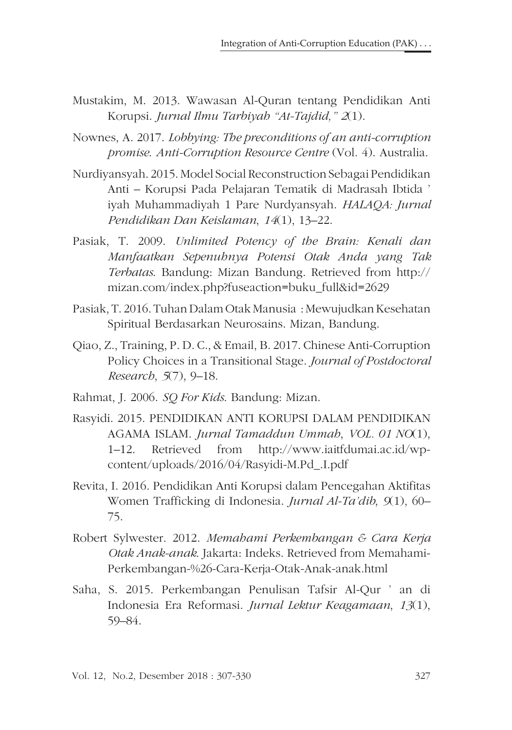Mustakim, M. 2013. Wawasan Al-Quran tentang Pendidikan Anti Korupsi. *Jurnal Ilmu Tarbiyah "At-Tajdid," 2*(1).

Nownes, A. 2017. *Lobbying: The preconditions of an anti-corruption promise. Anti-Corruption Resource Centre* (Vol. 4). Australia.

Nurdiyansyah. 2015. Model Social Reconstruction Sebagai Pendidikan Anti – Korupsi Pada Pelajaran Tematik di Madrasah Ibtida ' iyah Muhammadiyah 1 Pare Nurdyansyah. *HALAQA: Jurnal Pendidikan Dan Keislaman, 14*(1), 13–22.

Pasiak, T. 2009. *Unlimited Potency of the Brain: Kenali dan Manfaatkan Sepenuhnya Potensi Otak Anda yang Tak Terbatas*. Bandung: Mizan Bandung. Retrieved from http://mizan.com/index.php?fuseaction=buku_full&id=2629

Pasiak, T. 2016. Tuhan Dalam Otak Manusia : Mewujudkan Kesehatan Spiritual Berdasarkan Neurosains. Mizan, Bandung.

Qiao, Z., Training, P. D. C., & Email, B. 2017. Chinese Anti-Corruption Policy Choices in a Transitional Stage. *Journal of Postdoctoral Research, 5*(7), 9–18.

Rahmat, J. 2006. *SQ For Kids*. Bandung: Mizan.

Rasyidi. 2015. PENDIDIKAN ANTI KORUPSI DALAM PENDIDIKAN AGAMA ISLAM. *Jurnal Tamaddun Ummah, VOL. 01 NO*(1), 1–12. Retrieved from http://www.iaitfdumai.ac.id/wp-content/uploads/2016/04/Rasyidi-M.Pd_.I.pdf

Revita, I. 2016. Pendidikan Anti Korupsi dalam Pencegahan Aktifitas Women Trafficking di Indonesia. *Jurnal Al-Ta'dib, 9*(1), 60–75.

Robert Sylwester. 2012. *Memahami Perkembangan & Cara Kerja Otak Anak-anak*. Jakarta: Indeks. Retrieved from Memahami-Perkembangan-%26-Cara-Kerja-Otak-Anak-anak.html

Saha, S. 2015. Perkembangan Penulisan Tafsir Al-Qur ' an di Indonesia Era Reformasi. *Jurnal Lektur Keagamaan, 13*(1), 59–84.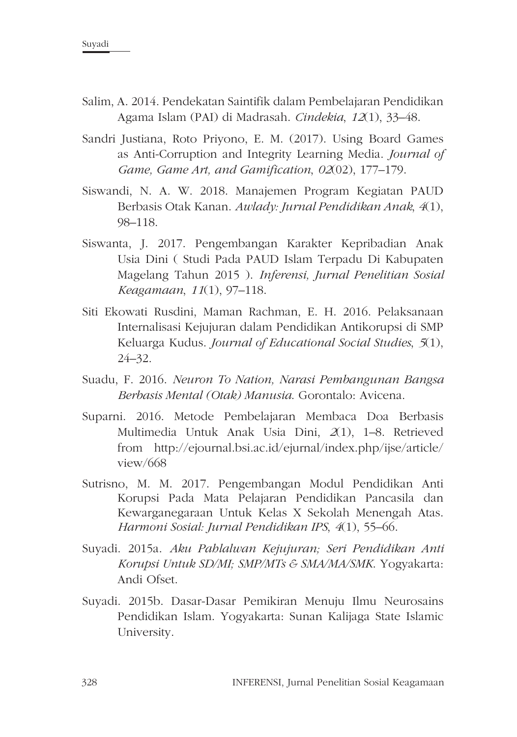Salim, A. 2014. Pendekatan Saintifik dalam Pembelajaran Pendidikan Agama Islam (PAI) di Madrasah. *Cindekia*, *12*(1), 33–48.

Sandri Justiana, Roto Priyono, E. M. (2017). Using Board Games as Anti-Corruption and Integrity Learning Media. *Journal of Game, Game Art, and Gamification*, *02*(02), 177–179.

Siswandi, N. A. W. 2018. Manajemen Program Kegiatan PAUD Berbasis Otak Kanan. *Awlady: Jurnal Pendidikan Anak*, *4*(1), 98–118.

Siswanta, J. 2017. Pengembangan Karakter Kepribadian Anak Usia Dini ( Studi Pada PAUD Islam Terpadu Di Kabupaten Magelang Tahun 2015 ). *Inferensi, Jurnal Penelitian Sosial Keagamaan*, *11*(1), 97–118.

Siti Ekowati Rusdini, Maman Rachman, E. H. 2016. Pelaksanaan Internalisasi Kejujuran dalam Pendidikan Antikorupsi di SMP Keluarga Kudus. *Journal of Educational Social Studies*, *5*(1), 24–32.

Suadu, F. 2016. *Neuron To Nation, Narasi Pembangunan Bangsa Berbasis Mental (Otak) Manusia*. Gorontalo: Avicena.

Suparni. 2016. Metode Pembelajaran Membaca Doa Berbasis Multimedia Untuk Anak Usia Dini, *2*(1), 1–8. Retrieved from http://ejournal.bsi.ac.id/ejurnal/index.php/ijse/article/view/668

Sutrisno, M. M. 2017. Pengembangan Modul Pendidikan Anti Korupsi Pada Mata Pelajaran Pendidikan Pancasila dan Kewarganegaraan Untuk Kelas X Sekolah Menengah Atas. *Harmoni Sosial: Jurnal Pendidikan IPS*, *4*(1), 55–66.

Suyadi. 2015a. *Aku Pahlalwan Kejujuran; Seri Pendidikan Anti Korupsi Untuk SD/MI; SMP/MTs & SMA/MA/SMK*. Yogyakarta: Andi Ofset.

Suyadi. 2015b. Dasar-Dasar Pemikiran Menuju Ilmu Neurosains Pendidikan Islam. Yogyakarta: Sunan Kalijaga State Islamic University.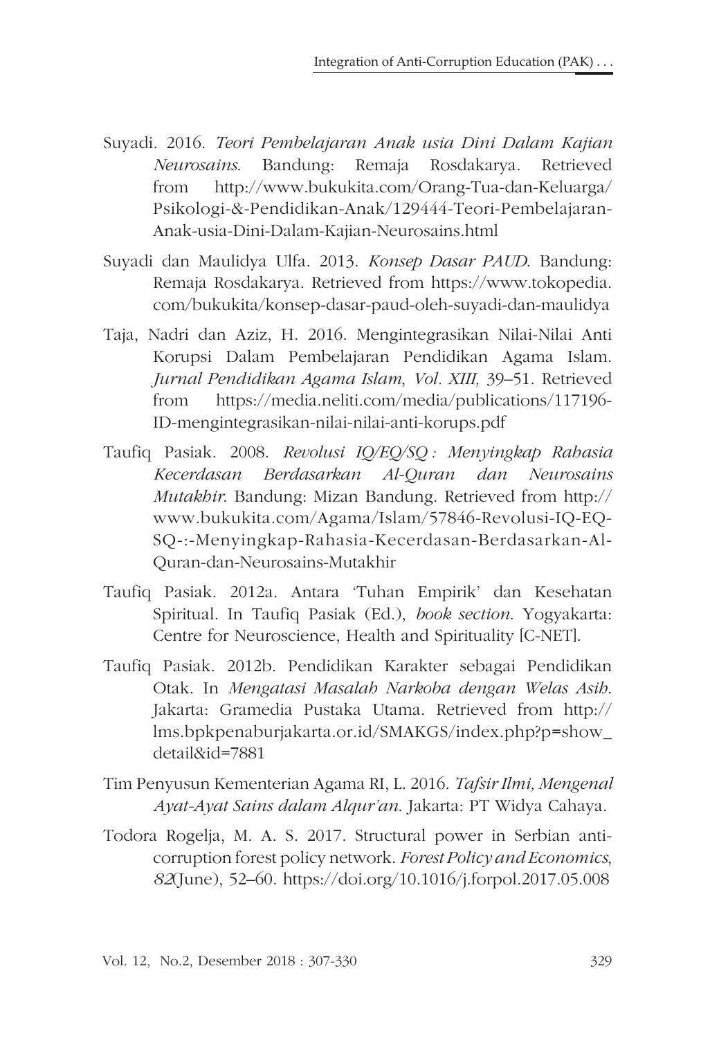Suyadi. 2016. *Teori Pembelajaran Anak usia Dini Dalam Kajian Neurosains*. Bandung: Remaja Rosdakarya. Retrieved from http://www.bukukita.com/Orang-Tua-dan-Keluarga/Psikologi-&-Pendidikan-Anak/129444-Teori-Pembelajaran-Anak-usia-Dini-Dalam-Kajian-Neurosains.html

Suyadi dan Maulidya Ulfa. 2013. *Konsep Dasar PAUD*. Bandung: Remaja Rosdakarya. Retrieved from https://www.tokopedia.com/bukukita/konsep-dasar-paud-oleh-suyadi-dan-maulidya

Taja, Nadri dan Aziz, H. 2016. Mengintegrasikan Nilai-Nilai Anti Korupsi Dalam Pembelajaran Pendidikan Agama Islam. *Jurnal Pendidikan Agama Islam, Vol. XIII,* 39–51. Retrieved from https://media.neliti.com/media/publications/117196-ID-mengintegrasikan-nilai-nilai-anti-korups.pdf

Taufiq Pasiak. 2008. *Revolusi IQ/EQ/SQ : Menyingkap Rahasia Kecerdasan Berdasarkan Al-Quran dan Neurosains Mutakhir*. Bandung: Mizan Bandung. Retrieved from http://www.bukukita.com/Agama/Islam/57846-Revolusi-IQ-EQ-SQ-:-Menyingkap-Rahasia-Kecerdasan-Berdasarkan-Al-Quran-dan-Neurosains-Mutakhir

Taufiq Pasiak. 2012a. Antara 'Tuhan Empirik' dan Kesehatan Spiritual. In Taufiq Pasiak (Ed.), *book section*. Yogyakarta: Centre for Neuroscience, Health and Spirituality [C-NET].

Taufiq Pasiak. 2012b. Pendidikan Karakter sebagai Pendidikan Otak. In *Mengatasi Masalah Narkoba dengan Welas Asih*. Jakarta: Gramedia Pustaka Utama. Retrieved from http://lms.bpkpenaburjakarta.or.id/SMAKGS/index.php?p=show_detail&id=7881

Tim Penyusun Kementerian Agama RI, L. 2016. *Tafsir Ilmi, Mengenal Ayat-Ayat Sains dalam Alqur'an*. Jakarta: PT Widya Cahaya.

Todora Rogelja, M. A. S. 2017. Structural power in Serbian anti-corruption forest policy network. *Forest Policy and Economics*, *82*(June), 52–60. https://doi.org/10.1016/j.forpol.2017.05.008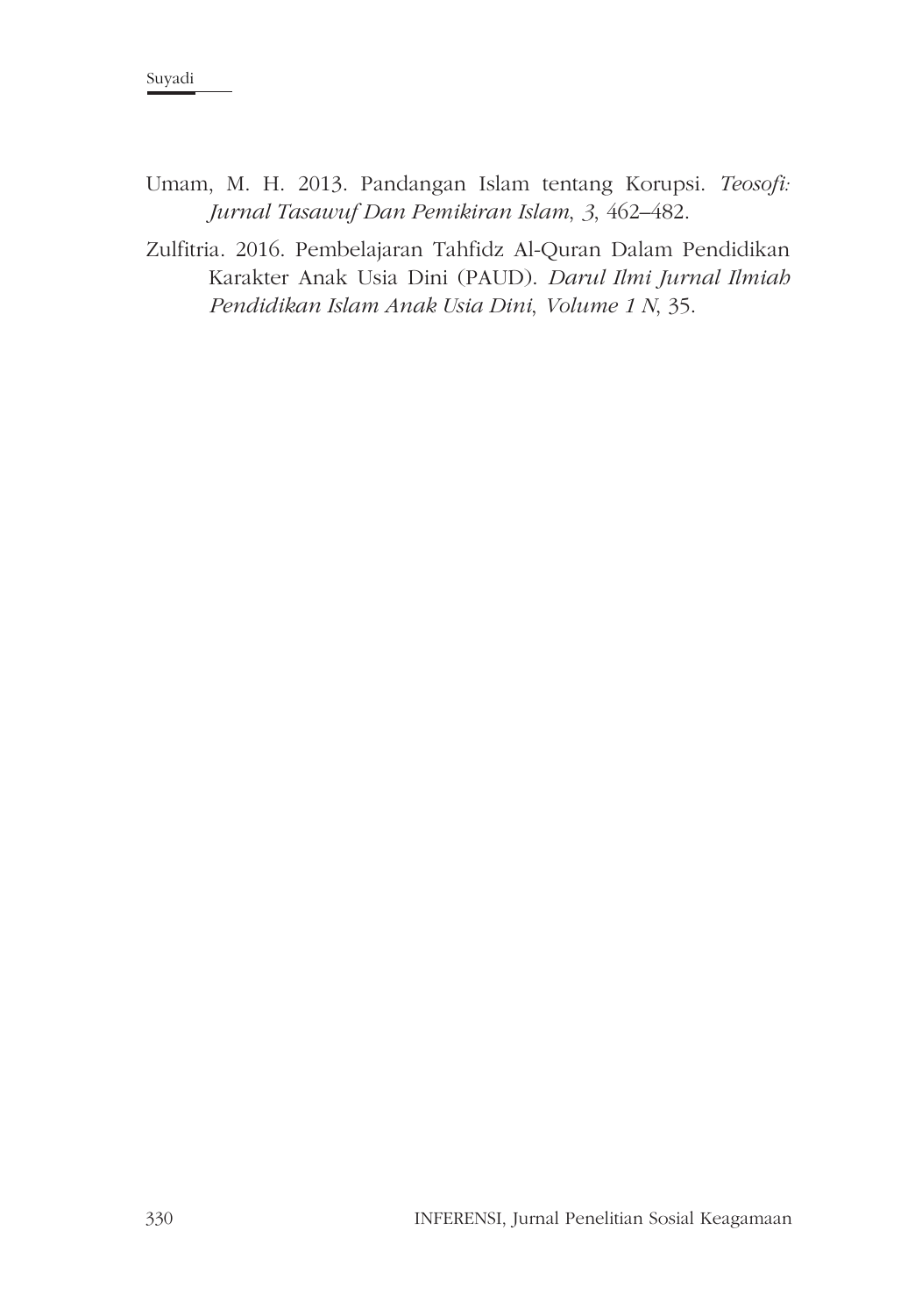Umam, M. H. 2013. Pandangan Islam tentang Korupsi. *Teosofi: Jurnal Tasawuf Dan Pemikiran Islam*, *3*, 462–482.

Zulfitria. 2016. Pembelajaran Tahfidz Al-Quran Dalam Pendidikan Karakter Anak Usia Dini (PAUD). *Darul Ilmi Jurnal Ilmiah Pendidikan Islam Anak Usia Dini*, *Volume 1 N*, 35.